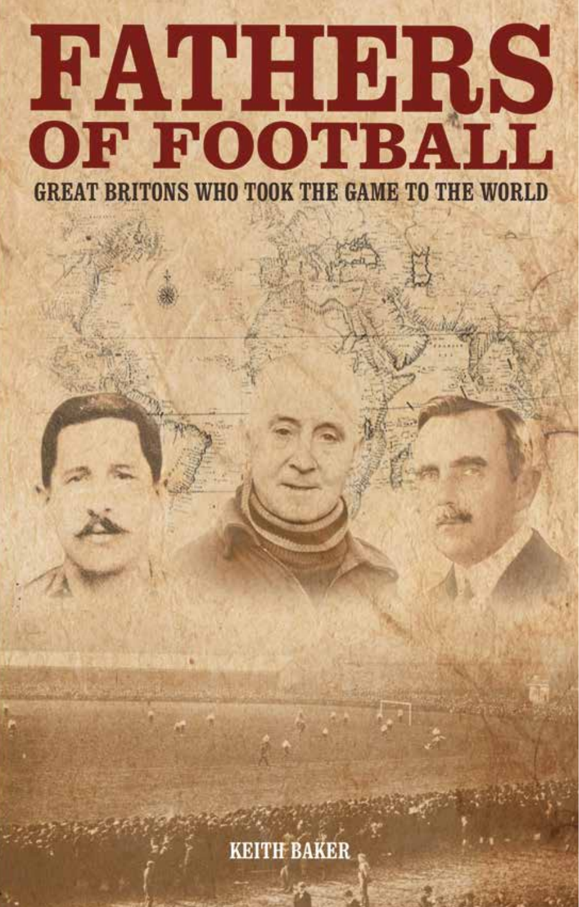# FATHERS OF FOOTBALL

## GREAT BRITONS WHO TOOK THE GAME TO THE WORLD

KEITH BAKER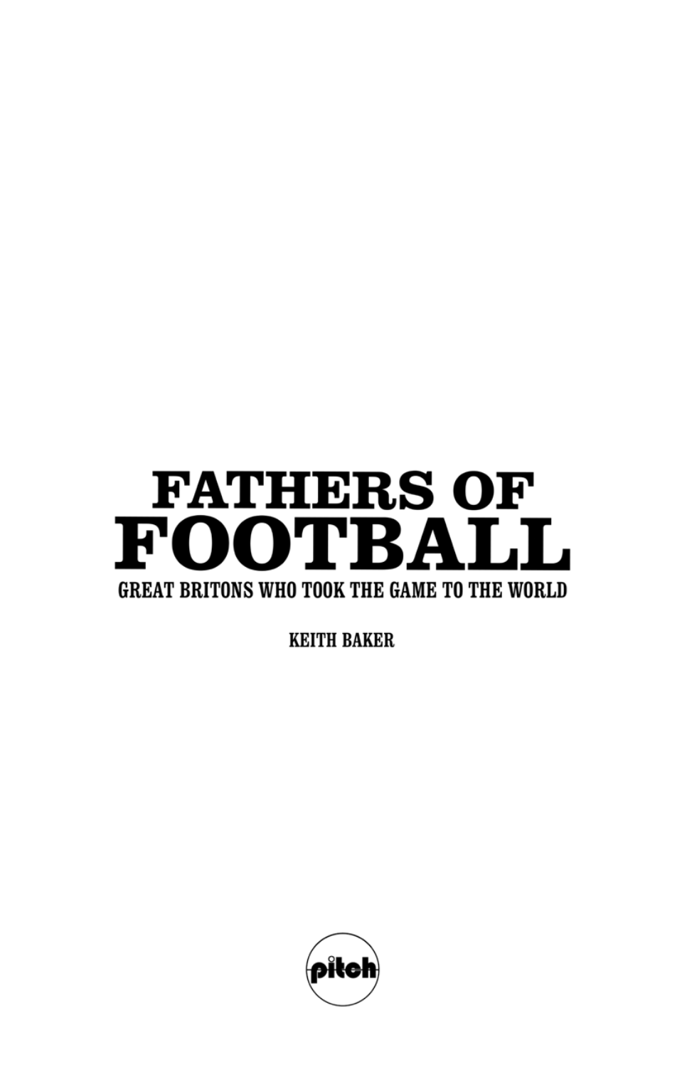# FATHERS OF FOOTBALL

## GREAT BRITONS WHO TOOK THE GAME TO THE WORLD

KEITH BAKER

pitch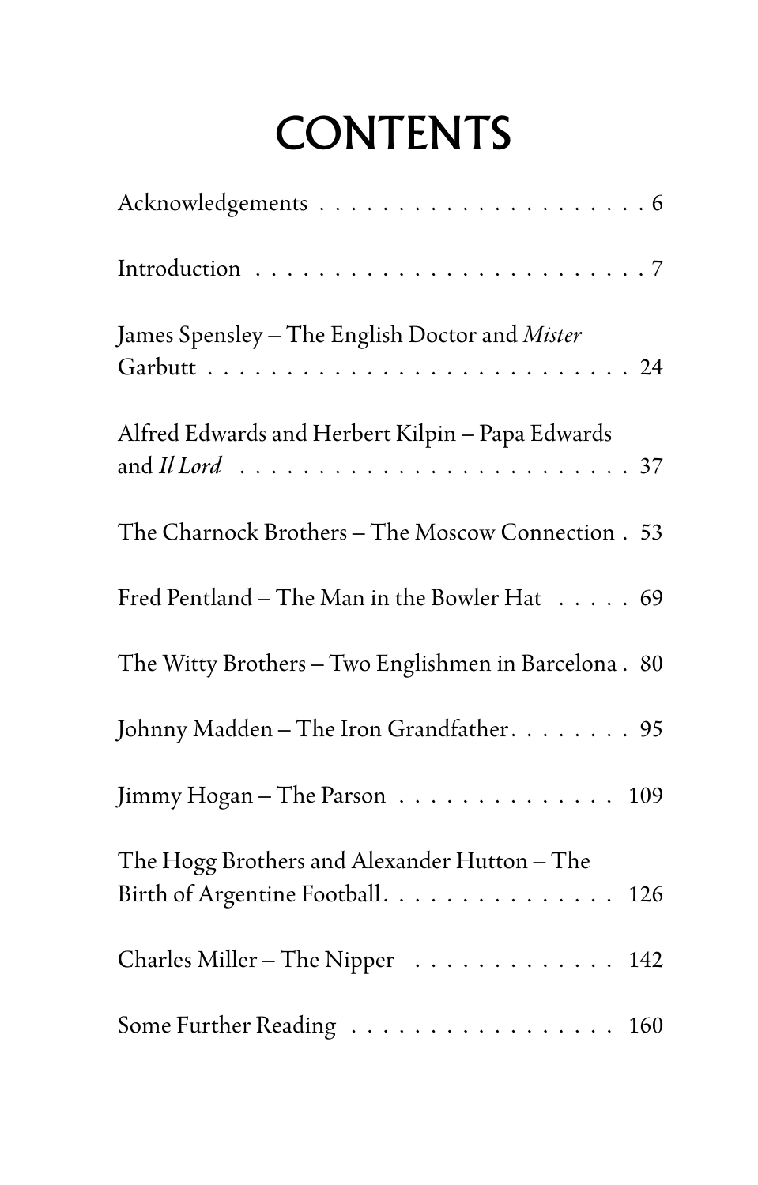# CONTENTS

Acknowledgements . . . . . . . . . . . . . . . . . . . . . . 6

Introduction . . . . . . . . . . . . . . . . . . . . . . . . . . 7

James Spensley – The English Doctor and *Mister* Garbutt . . . . . . . . . . . . . . . . . . . . . . . . . . . 24

Alfred Edwards and Herbert Kilpin – Papa Edwards and *Il Lord* . . . . . . . . . . . . . . . . . . . . . . . . 37

The Charnock Brothers – The Moscow Connection . 53

Fred Pentland – The Man in the Bowler Hat . . . . . 69

The Witty Brothers – Two Englishmen in Barcelona . 80

Johnny Madden – The Iron Grandfather. . . . . . . . 95

Jimmy Hogan – The Parson . . . . . . . . . . . . . . 109

The Hogg Brothers and Alexander Hutton – The Birth of Argentine Football. . . . . . . . . . . . . . . 126

Charles Miller – The Nipper . . . . . . . . . . . . . 142

Some Further Reading . . . . . . . . . . . . . . . . . 160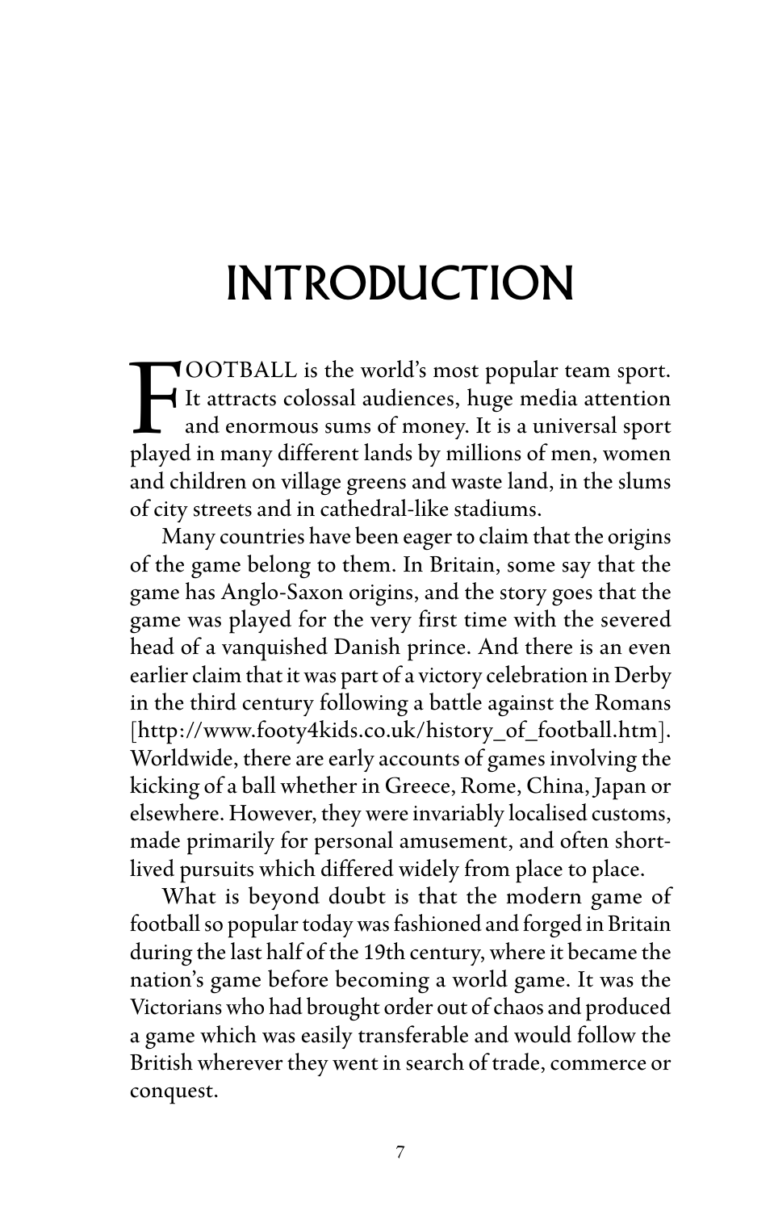# INTRODUCTION

FOOTBALL is the world's most popular team sport. It attracts colossal audiences, huge media attention and enormous sums of money. It is a universal sport played in many different lands by millions of men, women and children on village greens and waste land, in the slums of city streets and in cathedral-like stadiums.

Many countries have been eager to claim that the origins of the game belong to them. In Britain, some say that the game has Anglo-Saxon origins, and the story goes that the game was played for the very first time with the severed head of a vanquished Danish prince. And there is an even earlier claim that it was part of a victory celebration in Derby in the third century following a battle against the Romans [http://www.footy4kids.co.uk/history_of_football.htm]. Worldwide, there are early accounts of games involving the kicking of a ball whether in Greece, Rome, China, Japan or elsewhere. However, they were invariably localised customs, made primarily for personal amusement, and often short-lived pursuits which differed widely from place to place.

What is beyond doubt is that the modern game of football so popular today was fashioned and forged in Britain during the last half of the 19th century, where it became the nation's game before becoming a world game. It was the Victorians who had brought order out of chaos and produced a game which was easily transferable and would follow the British wherever they went in search of trade, commerce or conquest.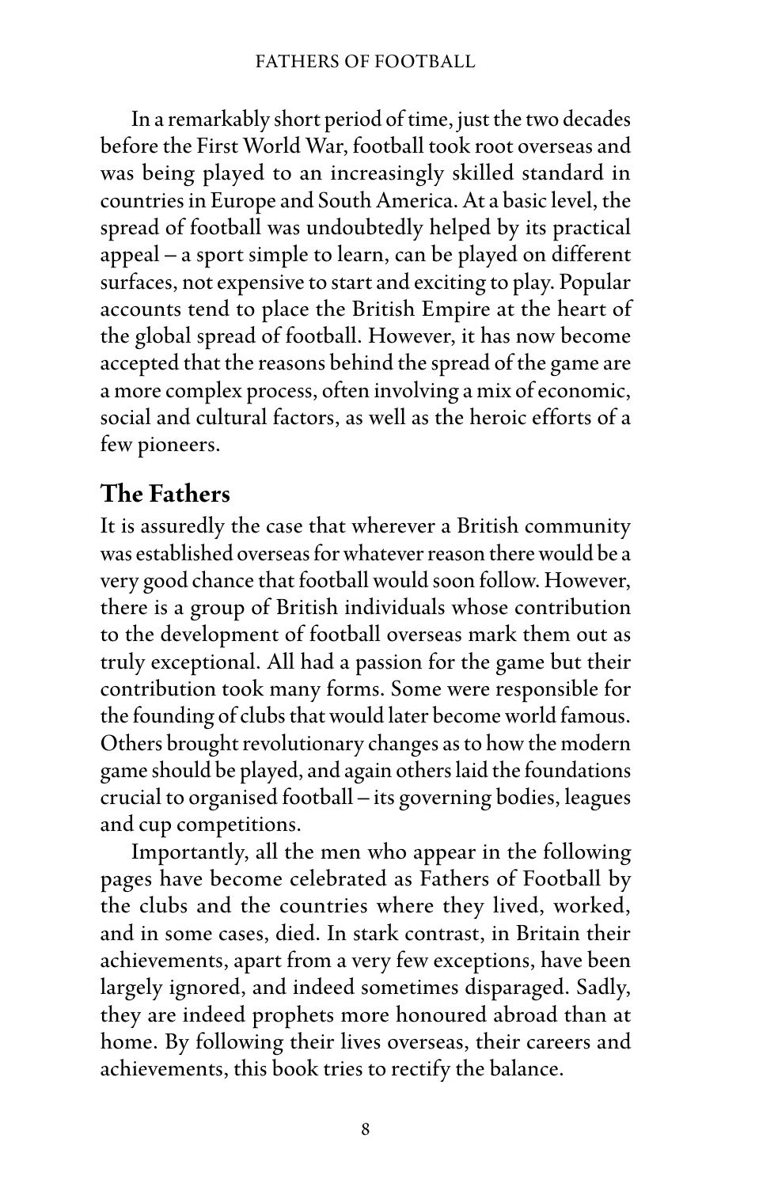In a remarkably short period of time, just the two decades before the First World War, football took root overseas and was being played to an increasingly skilled standard in countries in Europe and South America. At a basic level, the spread of football was undoubtedly helped by its practical appeal – a sport simple to learn, can be played on different surfaces, not expensive to start and exciting to play. Popular accounts tend to place the British Empire at the heart of the global spread of football. However, it has now become accepted that the reasons behind the spread of the game are a more complex process, often involving a mix of economic, social and cultural factors, as well as the heroic efforts of a few pioneers.

## The Fathers

It is assuredly the case that wherever a British community was established overseas for whatever reason there would be a very good chance that football would soon follow. However, there is a group of British individuals whose contribution to the development of football overseas mark them out as truly exceptional. All had a passion for the game but their contribution took many forms. Some were responsible for the founding of clubs that would later become world famous. Others brought revolutionary changes as to how the modern game should be played, and again others laid the foundations crucial to organised football – its governing bodies, leagues and cup competitions.

Importantly, all the men who appear in the following pages have become celebrated as Fathers of Football by the clubs and the countries where they lived, worked, and in some cases, died. In stark contrast, in Britain their achievements, apart from a very few exceptions, have been largely ignored, and indeed sometimes disparaged. Sadly, they are indeed prophets more honoured abroad than at home. By following their lives overseas, their careers and achievements, this book tries to rectify the balance.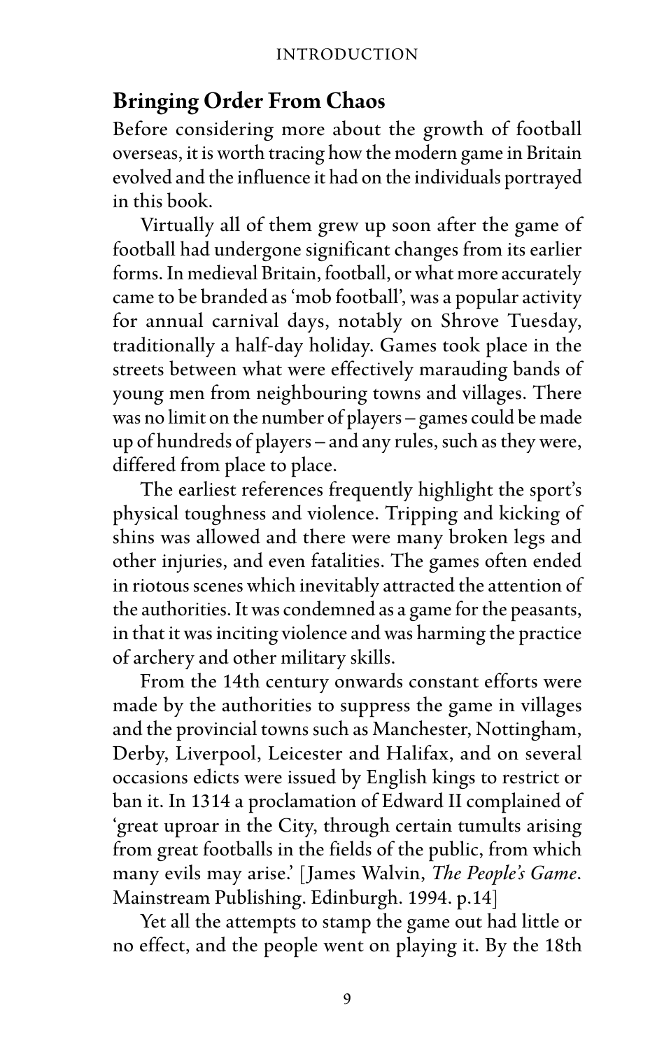## Bringing Order From Chaos

Before considering more about the growth of football overseas, it is worth tracing how the modern game in Britain evolved and the influence it had on the individuals portrayed in this book.

Virtually all of them grew up soon after the game of football had undergone significant changes from its earlier forms. In medieval Britain, football, or what more accurately came to be branded as 'mob football', was a popular activity for annual carnival days, notably on Shrove Tuesday, traditionally a half-day holiday. Games took place in the streets between what were effectively marauding bands of young men from neighbouring towns and villages. There was no limit on the number of players – games could be made up of hundreds of players – and any rules, such as they were, differed from place to place.

The earliest references frequently highlight the sport's physical toughness and violence. Tripping and kicking of shins was allowed and there were many broken legs and other injuries, and even fatalities. The games often ended in riotous scenes which inevitably attracted the attention of the authorities. It was condemned as a game for the peasants, in that it was inciting violence and was harming the practice of archery and other military skills.

From the 14th century onwards constant efforts were made by the authorities to suppress the game in villages and the provincial towns such as Manchester, Nottingham, Derby, Liverpool, Leicester and Halifax, and on several occasions edicts were issued by English kings to restrict or ban it. In 1314 a proclamation of Edward II complained of 'great uproar in the City, through certain tumults arising from great footballs in the fields of the public, from which many evils may arise.' [James Walvin, *The People's Game*. Mainstream Publishing. Edinburgh. 1994. p.14]

Yet all the attempts to stamp the game out had little or no effect, and the people went on playing it. By the 18th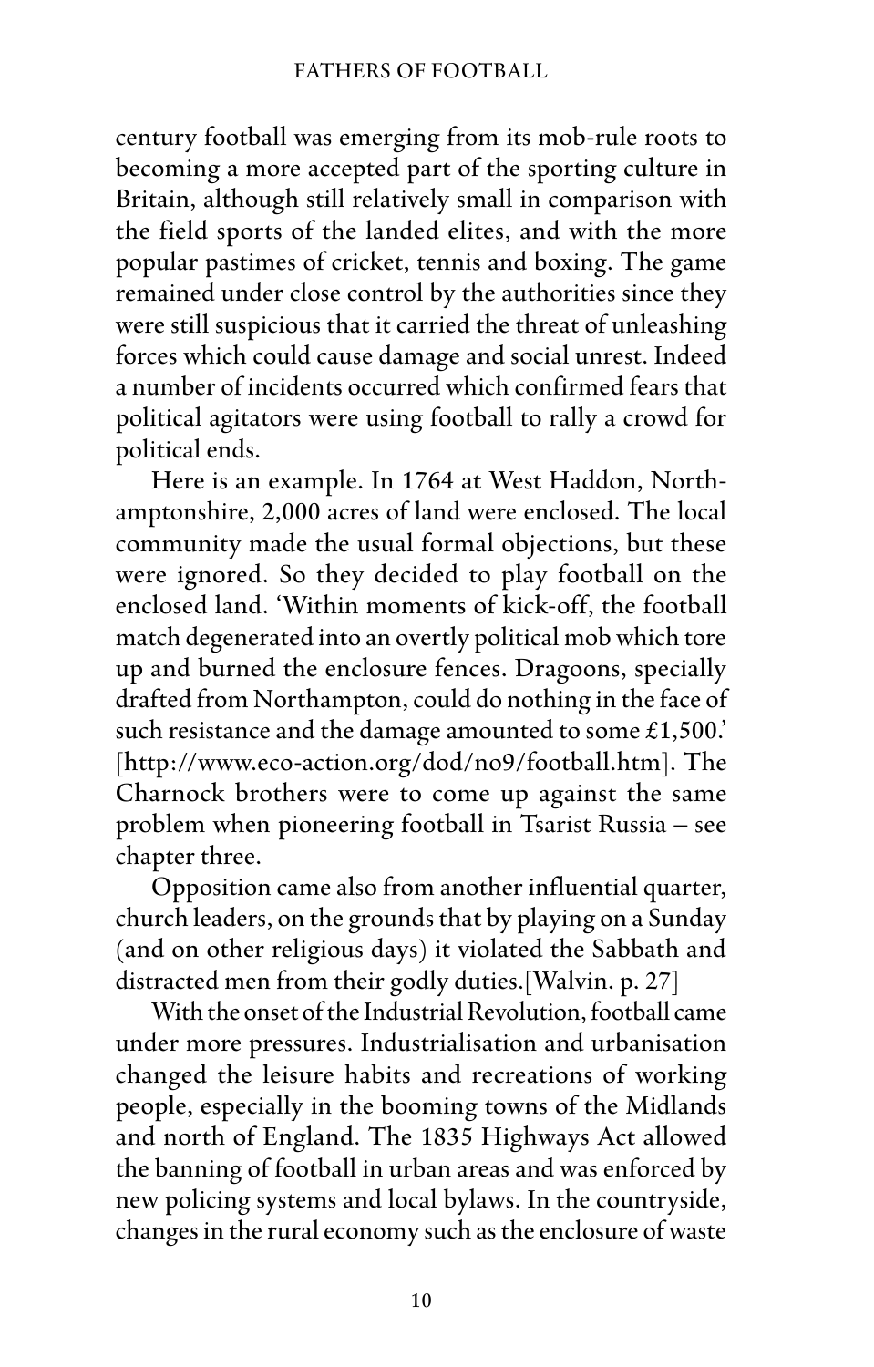century football was emerging from its mob-rule roots to becoming a more accepted part of the sporting culture in Britain, although still relatively small in comparison with the field sports of the landed elites, and with the more popular pastimes of cricket, tennis and boxing. The game remained under close control by the authorities since they were still suspicious that it carried the threat of unleashing forces which could cause damage and social unrest. Indeed a number of incidents occurred which confirmed fears that political agitators were using football to rally a crowd for political ends.

Here is an example. In 1764 at West Haddon, Northamptonshire, 2,000 acres of land were enclosed. The local community made the usual formal objections, but these were ignored. So they decided to play football on the enclosed land. 'Within moments of kick-off, the football match degenerated into an overtly political mob which tore up and burned the enclosure fences. Dragoons, specially drafted from Northampton, could do nothing in the face of such resistance and the damage amounted to some £1,500.' [http://www.eco-action.org/dod/no9/football.htm]. The Charnock brothers were to come up against the same problem when pioneering football in Tsarist Russia – see chapter three.

Opposition came also from another influential quarter, church leaders, on the grounds that by playing on a Sunday (and on other religious days) it violated the Sabbath and distracted men from their godly duties.[Walvin. p. 27]

With the onset of the Industrial Revolution, football came under more pressures. Industrialisation and urbanisation changed the leisure habits and recreations of working people, especially in the booming towns of the Midlands and north of England. The 1835 Highways Act allowed the banning of football in urban areas and was enforced by new policing systems and local bylaws. In the countryside, changes in the rural economy such as the enclosure of waste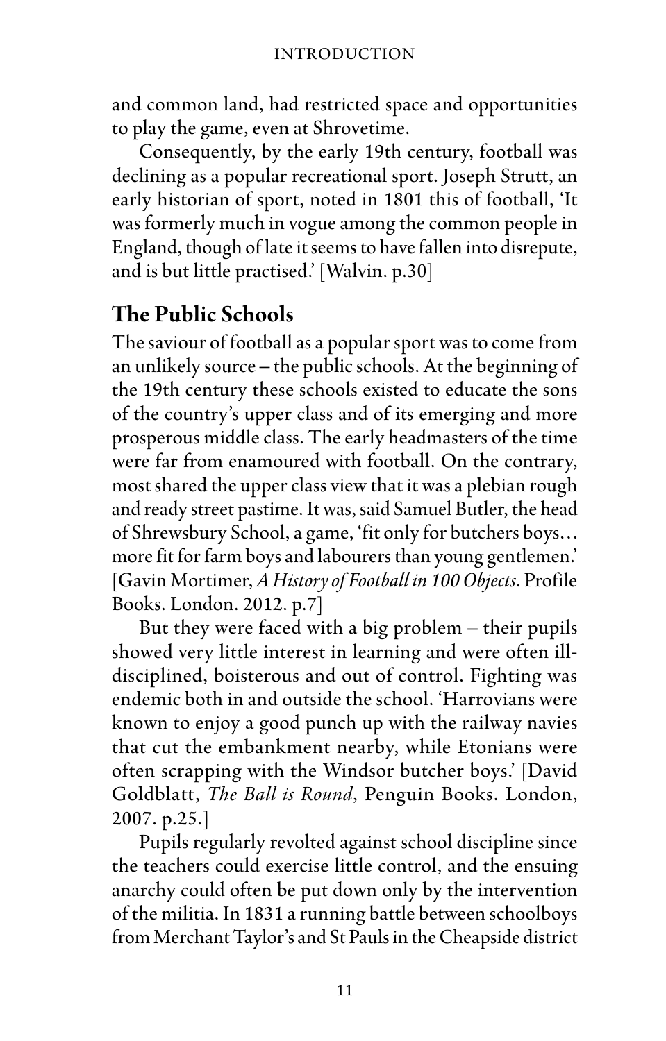and common land, had restricted space and opportunities to play the game, even at Shrovetime.

Consequently, by the early 19th century, football was declining as a popular recreational sport. Joseph Strutt, an early historian of sport, noted in 1801 this of football, 'It was formerly much in vogue among the common people in England, though of late it seems to have fallen into disrepute, and is but little practised.' [Walvin. p.30]

## The Public Schools

The saviour of football as a popular sport was to come from an unlikely source – the public schools. At the beginning of the 19th century these schools existed to educate the sons of the country's upper class and of its emerging and more prosperous middle class. The early headmasters of the time were far from enamoured with football. On the contrary, most shared the upper class view that it was a plebian rough and ready street pastime. It was, said Samuel Butler, the head of Shrewsbury School, a game, 'fit only for butchers boys… more fit for farm boys and labourers than young gentlemen.' [Gavin Mortimer, *A History of Football in 100 Objects*. Profile Books. London. 2012. p.7]

But they were faced with a big problem – their pupils showed very little interest in learning and were often ill-disciplined, boisterous and out of control. Fighting was endemic both in and outside the school. 'Harrovians were known to enjoy a good punch up with the railway navies that cut the embankment nearby, while Etonians were often scrapping with the Windsor butcher boys.' [David Goldblatt, *The Ball is Round*, Penguin Books. London, 2007. p.25.]

Pupils regularly revolted against school discipline since the teachers could exercise little control, and the ensuing anarchy could often be put down only by the intervention of the militia. In 1831 a running battle between schoolboys from Merchant Taylor's and St Pauls in the Cheapside district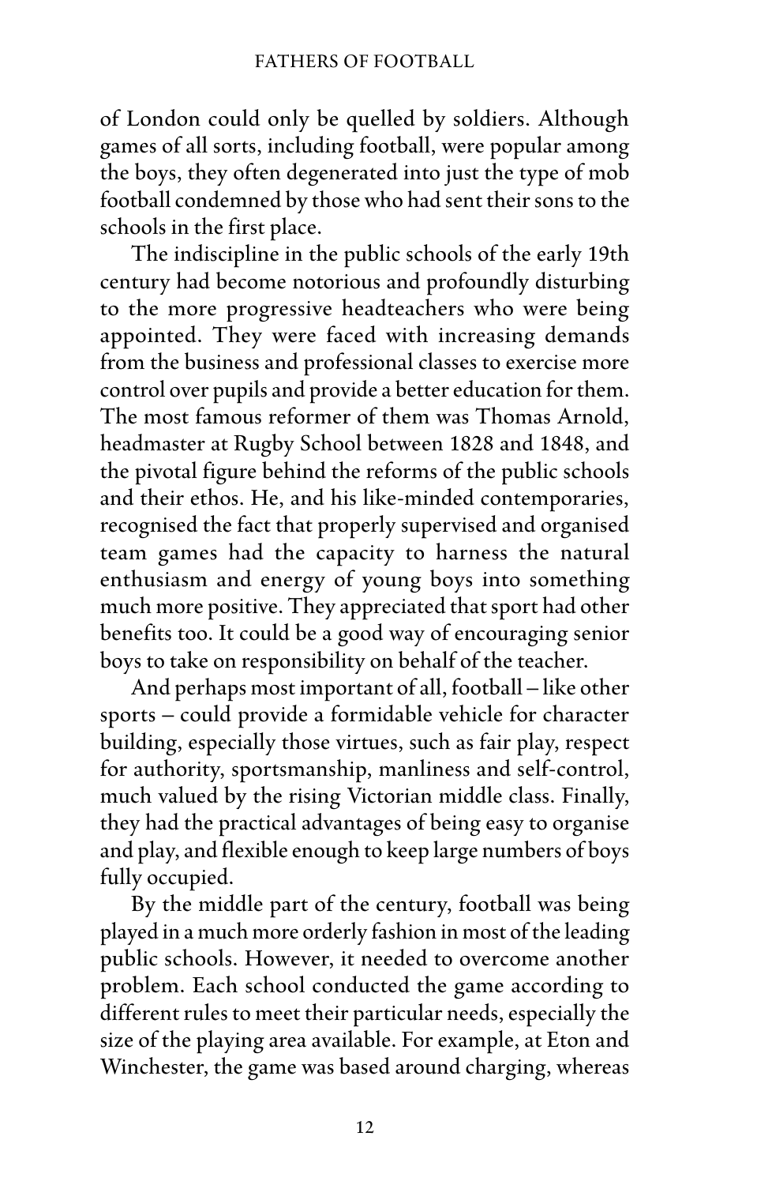of London could only be quelled by soldiers. Although games of all sorts, including football, were popular among the boys, they often degenerated into just the type of mob football condemned by those who had sent their sons to the schools in the first place.

The indiscipline in the public schools of the early 19th century had become notorious and profoundly disturbing to the more progressive headteachers who were being appointed. They were faced with increasing demands from the business and professional classes to exercise more control over pupils and provide a better education for them. The most famous reformer of them was Thomas Arnold, headmaster at Rugby School between 1828 and 1848, and the pivotal figure behind the reforms of the public schools and their ethos. He, and his like-minded contemporaries, recognised the fact that properly supervised and organised team games had the capacity to harness the natural enthusiasm and energy of young boys into something much more positive. They appreciated that sport had other benefits too. It could be a good way of encouraging senior boys to take on responsibility on behalf of the teacher.

And perhaps most important of all, football – like other sports – could provide a formidable vehicle for character building, especially those virtues, such as fair play, respect for authority, sportsmanship, manliness and self-control, much valued by the rising Victorian middle class. Finally, they had the practical advantages of being easy to organise and play, and flexible enough to keep large numbers of boys fully occupied.

By the middle part of the century, football was being played in a much more orderly fashion in most of the leading public schools. However, it needed to overcome another problem. Each school conducted the game according to different rules to meet their particular needs, especially the size of the playing area available. For example, at Eton and Winchester, the game was based around charging, whereas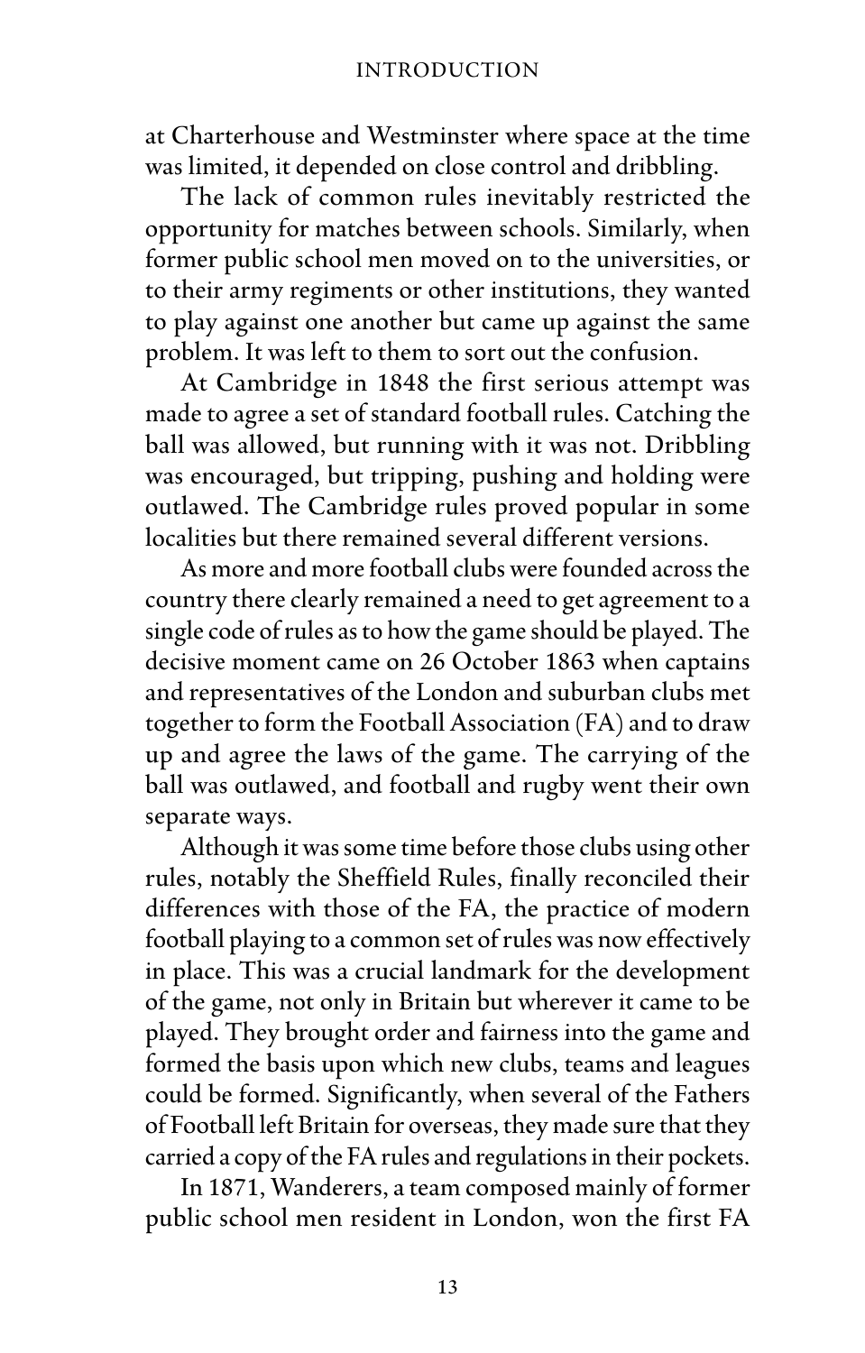at Charterhouse and Westminster where space at the time was limited, it depended on close control and dribbling.

The lack of common rules inevitably restricted the opportunity for matches between schools. Similarly, when former public school men moved on to the universities, or to their army regiments or other institutions, they wanted to play against one another but came up against the same problem. It was left to them to sort out the confusion.

At Cambridge in 1848 the first serious attempt was made to agree a set of standard football rules. Catching the ball was allowed, but running with it was not. Dribbling was encouraged, but tripping, pushing and holding were outlawed. The Cambridge rules proved popular in some localities but there remained several different versions.

As more and more football clubs were founded across the country there clearly remained a need to get agreement to a single code of rules as to how the game should be played. The decisive moment came on 26 October 1863 when captains and representatives of the London and suburban clubs met together to form the Football Association (FA) and to draw up and agree the laws of the game. The carrying of the ball was outlawed, and football and rugby went their own separate ways.

Although it was some time before those clubs using other rules, notably the Sheffield Rules, finally reconciled their differences with those of the FA, the practice of modern football playing to a common set of rules was now effectively in place. This was a crucial landmark for the development of the game, not only in Britain but wherever it came to be played. They brought order and fairness into the game and formed the basis upon which new clubs, teams and leagues could be formed. Significantly, when several of the Fathers of Football left Britain for overseas, they made sure that they carried a copy of the FA rules and regulations in their pockets.

In 1871, Wanderers, a team composed mainly of former public school men resident in London, won the first FA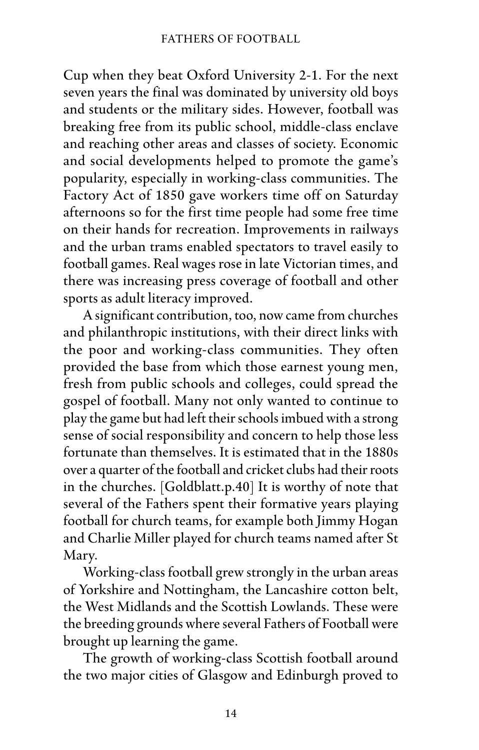Cup when they beat Oxford University 2-1. For the next seven years the final was dominated by university old boys and students or the military sides. However, football was breaking free from its public school, middle-class enclave and reaching other areas and classes of society. Economic and social developments helped to promote the game's popularity, especially in working-class communities. The Factory Act of 1850 gave workers time off on Saturday afternoons so for the first time people had some free time on their hands for recreation. Improvements in railways and the urban trams enabled spectators to travel easily to football games. Real wages rose in late Victorian times, and there was increasing press coverage of football and other sports as adult literacy improved.

A significant contribution, too, now came from churches and philanthropic institutions, with their direct links with the poor and working-class communities. They often provided the base from which those earnest young men, fresh from public schools and colleges, could spread the gospel of football. Many not only wanted to continue to play the game but had left their schools imbued with a strong sense of social responsibility and concern to help those less fortunate than themselves. It is estimated that in the 1880s over a quarter of the football and cricket clubs had their roots in the churches. [Goldblatt.p.40] It is worthy of note that several of the Fathers spent their formative years playing football for church teams, for example both Jimmy Hogan and Charlie Miller played for church teams named after St Mary.

Working-class football grew strongly in the urban areas of Yorkshire and Nottingham, the Lancashire cotton belt, the West Midlands and the Scottish Lowlands. These were the breeding grounds where several Fathers of Football were brought up learning the game.

The growth of working-class Scottish football around the two major cities of Glasgow and Edinburgh proved to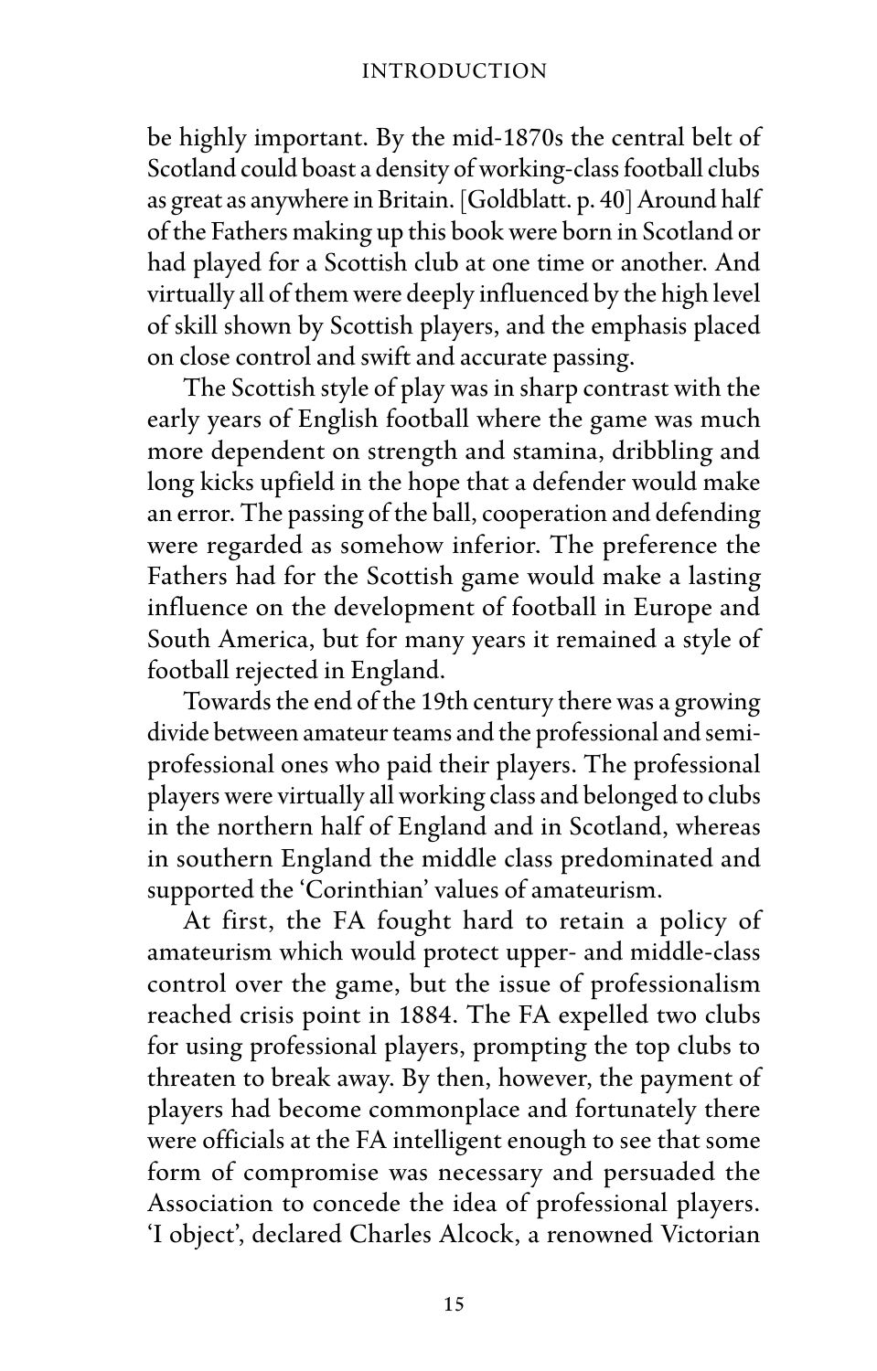be highly important. By the mid-1870s the central belt of Scotland could boast a density of working-class football clubs as great as anywhere in Britain. [Goldblatt. p. 40] Around half of the Fathers making up this book were born in Scotland or had played for a Scottish club at one time or another. And virtually all of them were deeply influenced by the high level of skill shown by Scottish players, and the emphasis placed on close control and swift and accurate passing.

The Scottish style of play was in sharp contrast with the early years of English football where the game was much more dependent on strength and stamina, dribbling and long kicks upfield in the hope that a defender would make an error. The passing of the ball, cooperation and defending were regarded as somehow inferior. The preference the Fathers had for the Scottish game would make a lasting influence on the development of football in Europe and South America, but for many years it remained a style of football rejected in England.

Towards the end of the 19th century there was a growing divide between amateur teams and the professional and semi-professional ones who paid their players. The professional players were virtually all working class and belonged to clubs in the northern half of England and in Scotland, whereas in southern England the middle class predominated and supported the 'Corinthian' values of amateurism.

At first, the FA fought hard to retain a policy of amateurism which would protect upper- and middle-class control over the game, but the issue of professionalism reached crisis point in 1884. The FA expelled two clubs for using professional players, prompting the top clubs to threaten to break away. By then, however, the payment of players had become commonplace and fortunately there were officials at the FA intelligent enough to see that some form of compromise was necessary and persuaded the Association to concede the idea of professional players. 'I object', declared Charles Alcock, a renowned Victorian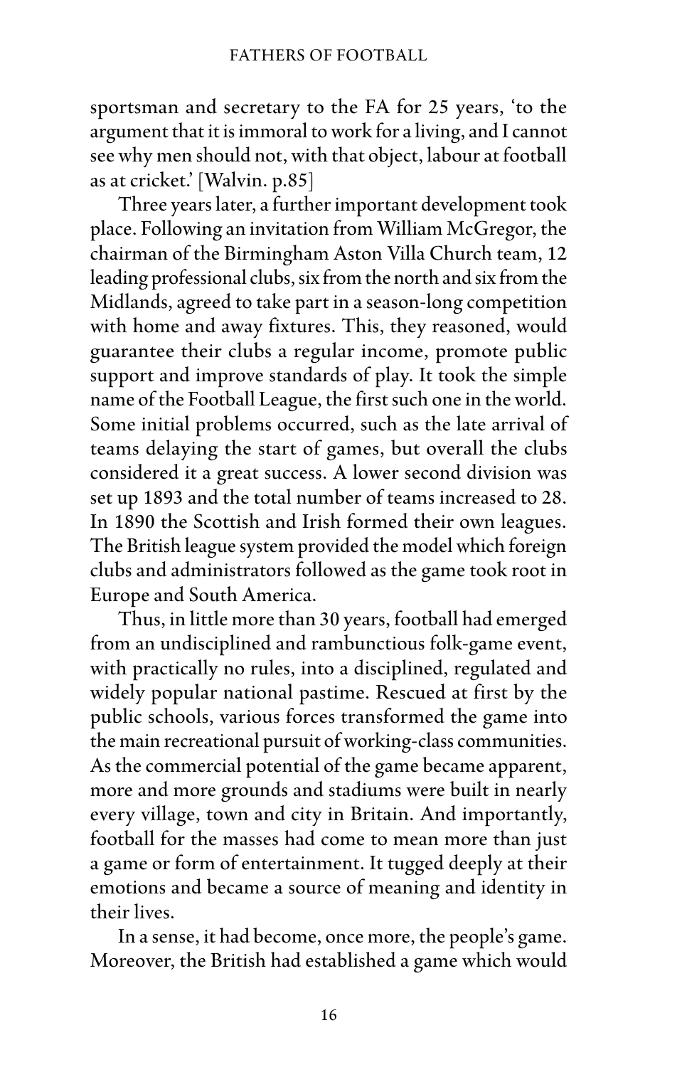sportsman and secretary to the FA for 25 years, 'to the argument that it is immoral to work for a living, and I cannot see why men should not, with that object, labour at football as at cricket.' [Walvin. p.85]

Three years later, a further important development took place. Following an invitation from William McGregor, the chairman of the Birmingham Aston Villa Church team, 12 leading professional clubs, six from the north and six from the Midlands, agreed to take part in a season-long competition with home and away fixtures. This, they reasoned, would guarantee their clubs a regular income, promote public support and improve standards of play. It took the simple name of the Football League, the first such one in the world. Some initial problems occurred, such as the late arrival of teams delaying the start of games, but overall the clubs considered it a great success. A lower second division was set up 1893 and the total number of teams increased to 28. In 1890 the Scottish and Irish formed their own leagues. The British league system provided the model which foreign clubs and administrators followed as the game took root in Europe and South America.

Thus, in little more than 30 years, football had emerged from an undisciplined and rambunctious folk-game event, with practically no rules, into a disciplined, regulated and widely popular national pastime. Rescued at first by the public schools, various forces transformed the game into the main recreational pursuit of working-class communities. As the commercial potential of the game became apparent, more and more grounds and stadiums were built in nearly every village, town and city in Britain. And importantly, football for the masses had come to mean more than just a game or form of entertainment. It tugged deeply at their emotions and became a source of meaning and identity in their lives.

In a sense, it had become, once more, the people's game. Moreover, the British had established a game which would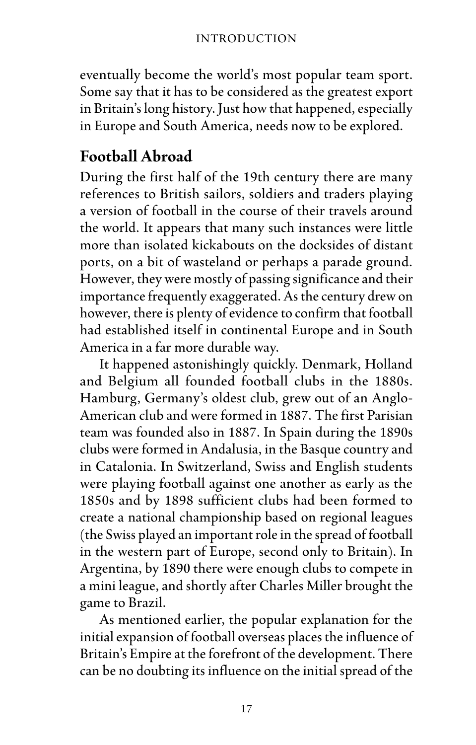eventually become the world's most popular team sport. Some say that it has to be considered as the greatest export in Britain's long history. Just how that happened, especially in Europe and South America, needs now to be explored.

## Football Abroad

During the first half of the 19th century there are many references to British sailors, soldiers and traders playing a version of football in the course of their travels around the world. It appears that many such instances were little more than isolated kickabouts on the docksides of distant ports, on a bit of wasteland or perhaps a parade ground. However, they were mostly of passing significance and their importance frequently exaggerated. As the century drew on however, there is plenty of evidence to confirm that football had established itself in continental Europe and in South America in a far more durable way.

It happened astonishingly quickly. Denmark, Holland and Belgium all founded football clubs in the 1880s. Hamburg, Germany's oldest club, grew out of an Anglo-American club and were formed in 1887. The first Parisian team was founded also in 1887. In Spain during the 1890s clubs were formed in Andalusia, in the Basque country and in Catalonia. In Switzerland, Swiss and English students were playing football against one another as early as the 1850s and by 1898 sufficient clubs had been formed to create a national championship based on regional leagues (the Swiss played an important role in the spread of football in the western part of Europe, second only to Britain). In Argentina, by 1890 there were enough clubs to compete in a mini league, and shortly after Charles Miller brought the game to Brazil.

As mentioned earlier, the popular explanation for the initial expansion of football overseas places the influence of Britain's Empire at the forefront of the development. There can be no doubting its influence on the initial spread of the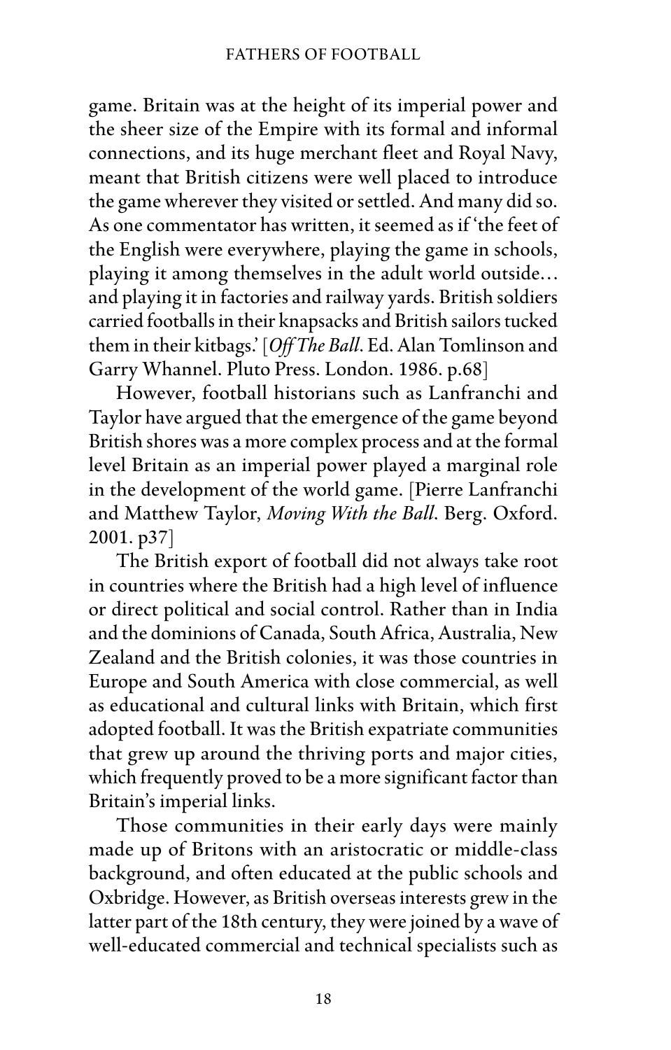game. Britain was at the height of its imperial power and the sheer size of the Empire with its formal and informal connections, and its huge merchant fleet and Royal Navy, meant that British citizens were well placed to introduce the game wherever they visited or settled. And many did so. As one commentator has written, it seemed as if 'the feet of the English were everywhere, playing the game in schools, playing it among themselves in the adult world outside… and playing it in factories and railway yards. British soldiers carried footballs in their knapsacks and British sailors tucked them in their kitbags.' [*Off The Ball*. Ed. Alan Tomlinson and Garry Whannel. Pluto Press. London. 1986. p.68]

However, football historians such as Lanfranchi and Taylor have argued that the emergence of the game beyond British shores was a more complex process and at the formal level Britain as an imperial power played a marginal role in the development of the world game. [Pierre Lanfranchi and Matthew Taylor, *Moving With the Ball*. Berg. Oxford. 2001. p37]

The British export of football did not always take root in countries where the British had a high level of influence or direct political and social control. Rather than in India and the dominions of Canada, South Africa, Australia, New Zealand and the British colonies, it was those countries in Europe and South America with close commercial, as well as educational and cultural links with Britain, which first adopted football. It was the British expatriate communities that grew up around the thriving ports and major cities, which frequently proved to be a more significant factor than Britain's imperial links.

Those communities in their early days were mainly made up of Britons with an aristocratic or middle-class background, and often educated at the public schools and Oxbridge. However, as British overseas interests grew in the latter part of the 18th century, they were joined by a wave of well-educated commercial and technical specialists such as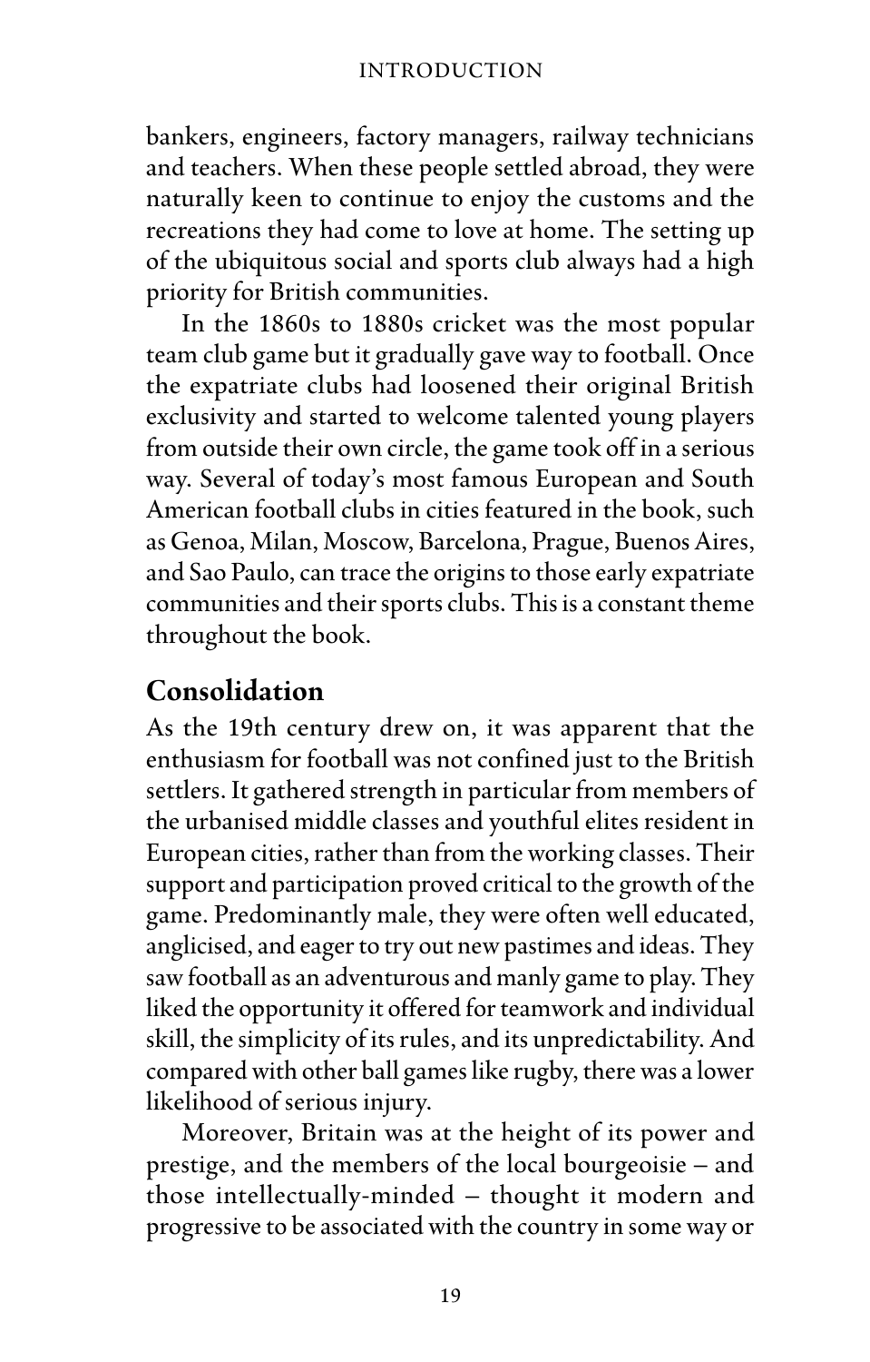bankers, engineers, factory managers, railway technicians and teachers. When these people settled abroad, they were naturally keen to continue to enjoy the customs and the recreations they had come to love at home. The setting up of the ubiquitous social and sports club always had a high priority for British communities.

In the 1860s to 1880s cricket was the most popular team club game but it gradually gave way to football. Once the expatriate clubs had loosened their original British exclusivity and started to welcome talented young players from outside their own circle, the game took off in a serious way. Several of today's most famous European and South American football clubs in cities featured in the book, such as Genoa, Milan, Moscow, Barcelona, Prague, Buenos Aires, and Sao Paulo, can trace the origins to those early expatriate communities and their sports clubs. This is a constant theme throughout the book.

## Consolidation

As the 19th century drew on, it was apparent that the enthusiasm for football was not confined just to the British settlers. It gathered strength in particular from members of the urbanised middle classes and youthful elites resident in European cities, rather than from the working classes. Their support and participation proved critical to the growth of the game. Predominantly male, they were often well educated, anglicised, and eager to try out new pastimes and ideas. They saw football as an adventurous and manly game to play. They liked the opportunity it offered for teamwork and individual skill, the simplicity of its rules, and its unpredictability. And compared with other ball games like rugby, there was a lower likelihood of serious injury.

Moreover, Britain was at the height of its power and prestige, and the members of the local bourgeoisie – and those intellectually-minded – thought it modern and progressive to be associated with the country in some way or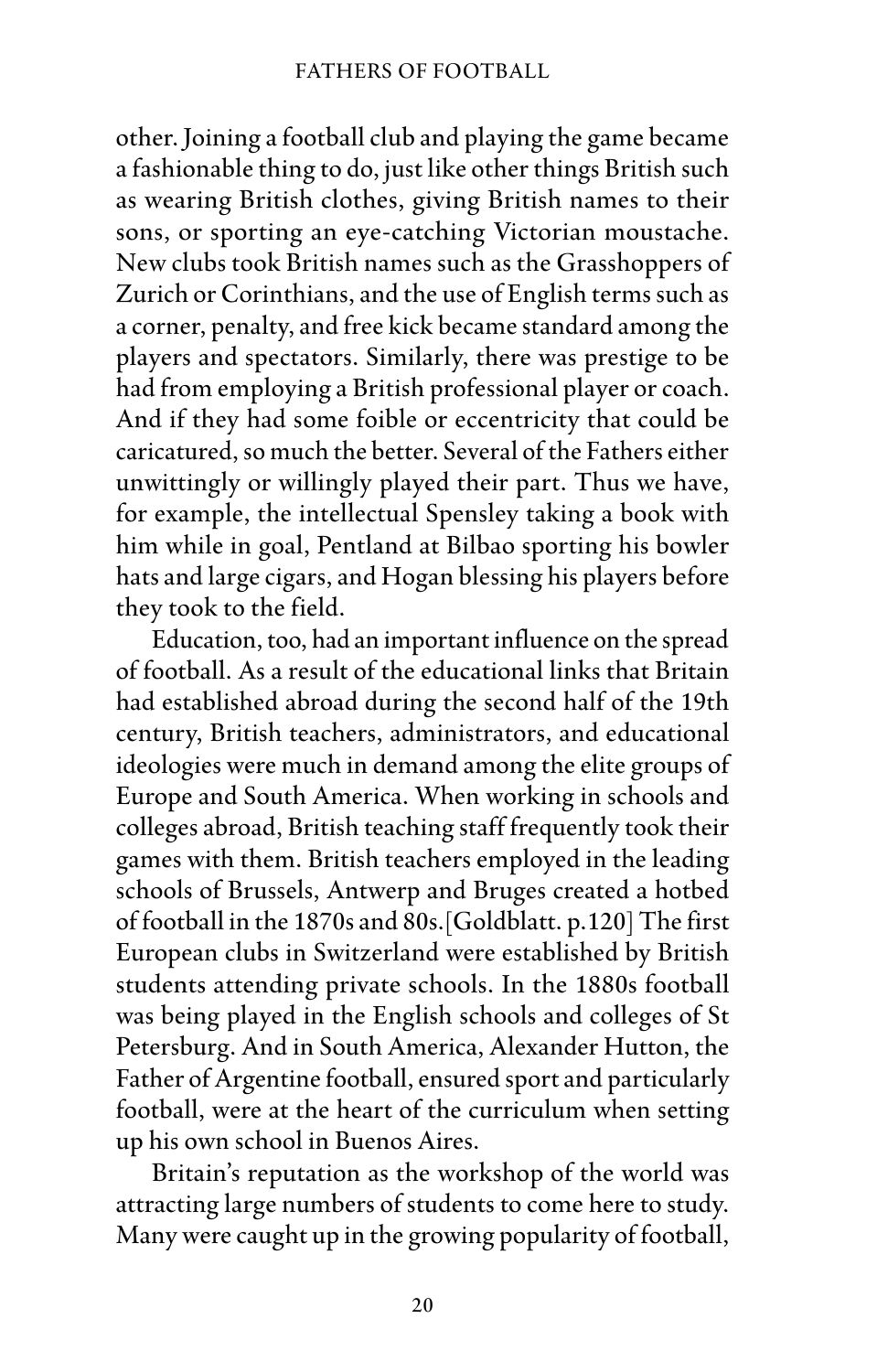other. Joining a football club and playing the game became a fashionable thing to do, just like other things British such as wearing British clothes, giving British names to their sons, or sporting an eye-catching Victorian moustache. New clubs took British names such as the Grasshoppers of Zurich or Corinthians, and the use of English terms such as a corner, penalty, and free kick became standard among the players and spectators. Similarly, there was prestige to be had from employing a British professional player or coach. And if they had some foible or eccentricity that could be caricatured, so much the better. Several of the Fathers either unwittingly or willingly played their part. Thus we have, for example, the intellectual Spensley taking a book with him while in goal, Pentland at Bilbao sporting his bowler hats and large cigars, and Hogan blessing his players before they took to the field.

Education, too, had an important influence on the spread of football. As a result of the educational links that Britain had established abroad during the second half of the 19th century, British teachers, administrators, and educational ideologies were much in demand among the elite groups of Europe and South America. When working in schools and colleges abroad, British teaching staff frequently took their games with them. British teachers employed in the leading schools of Brussels, Antwerp and Bruges created a hotbed of football in the 1870s and 80s.[Goldblatt. p.120] The first European clubs in Switzerland were established by British students attending private schools. In the 1880s football was being played in the English schools and colleges of St Petersburg. And in South America, Alexander Hutton, the Father of Argentine football, ensured sport and particularly football, were at the heart of the curriculum when setting up his own school in Buenos Aires.

Britain's reputation as the workshop of the world was attracting large numbers of students to come here to study. Many were caught up in the growing popularity of football,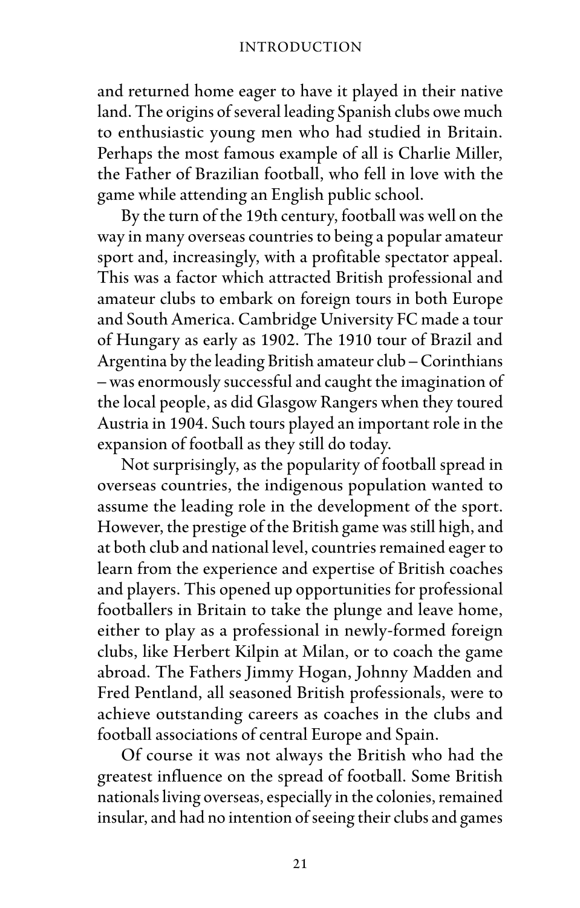and returned home eager to have it played in their native land. The origins of several leading Spanish clubs owe much to enthusiastic young men who had studied in Britain. Perhaps the most famous example of all is Charlie Miller, the Father of Brazilian football, who fell in love with the game while attending an English public school.

By the turn of the 19th century, football was well on the way in many overseas countries to being a popular amateur sport and, increasingly, with a profitable spectator appeal. This was a factor which attracted British professional and amateur clubs to embark on foreign tours in both Europe and South America. Cambridge University FC made a tour of Hungary as early as 1902. The 1910 tour of Brazil and Argentina by the leading British amateur club – Corinthians – was enormously successful and caught the imagination of the local people, as did Glasgow Rangers when they toured Austria in 1904. Such tours played an important role in the expansion of football as they still do today.

Not surprisingly, as the popularity of football spread in overseas countries, the indigenous population wanted to assume the leading role in the development of the sport. However, the prestige of the British game was still high, and at both club and national level, countries remained eager to learn from the experience and expertise of British coaches and players. This opened up opportunities for professional footballers in Britain to take the plunge and leave home, either to play as a professional in newly-formed foreign clubs, like Herbert Kilpin at Milan, or to coach the game abroad. The Fathers Jimmy Hogan, Johnny Madden and Fred Pentland, all seasoned British professionals, were to achieve outstanding careers as coaches in the clubs and football associations of central Europe and Spain.

Of course it was not always the British who had the greatest influence on the spread of football. Some British nationals living overseas, especially in the colonies, remained insular, and had no intention of seeing their clubs and games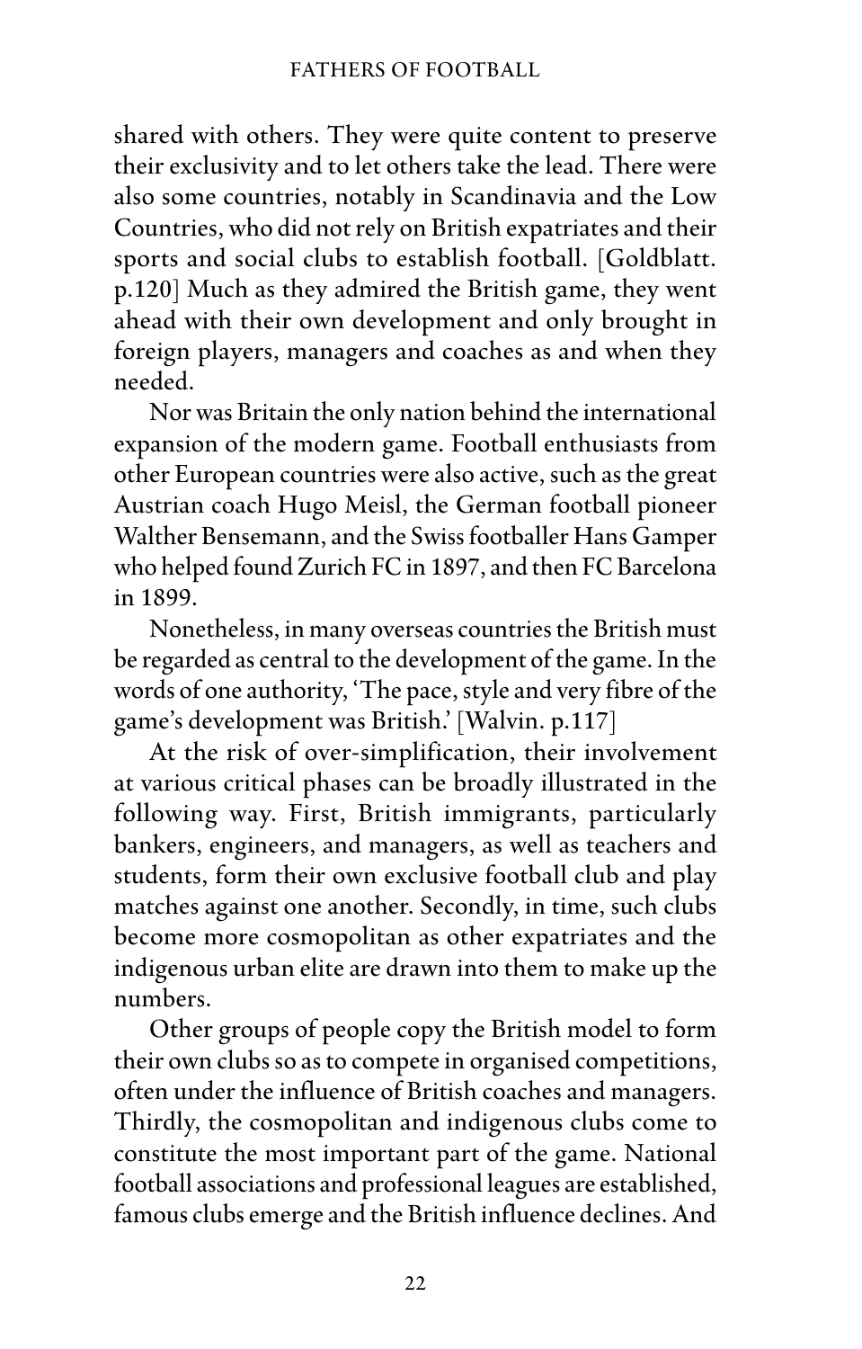shared with others. They were quite content to preserve their exclusivity and to let others take the lead. There were also some countries, notably in Scandinavia and the Low Countries, who did not rely on British expatriates and their sports and social clubs to establish football. [Goldblatt. p.120] Much as they admired the British game, they went ahead with their own development and only brought in foreign players, managers and coaches as and when they needed.

Nor was Britain the only nation behind the international expansion of the modern game. Football enthusiasts from other European countries were also active, such as the great Austrian coach Hugo Meisl, the German football pioneer Walther Bensemann, and the Swiss footballer Hans Gamper who helped found Zurich FC in 1897, and then FC Barcelona in 1899.

Nonetheless, in many overseas countries the British must be regarded as central to the development of the game. In the words of one authority, 'The pace, style and very fibre of the game's development was British.' [Walvin. p.117]

At the risk of over-simplification, their involvement at various critical phases can be broadly illustrated in the following way. First, British immigrants, particularly bankers, engineers, and managers, as well as teachers and students, form their own exclusive football club and play matches against one another. Secondly, in time, such clubs become more cosmopolitan as other expatriates and the indigenous urban elite are drawn into them to make up the numbers.

Other groups of people copy the British model to form their own clubs so as to compete in organised competitions, often under the influence of British coaches and managers. Thirdly, the cosmopolitan and indigenous clubs come to constitute the most important part of the game. National football associations and professional leagues are established, famous clubs emerge and the British influence declines. And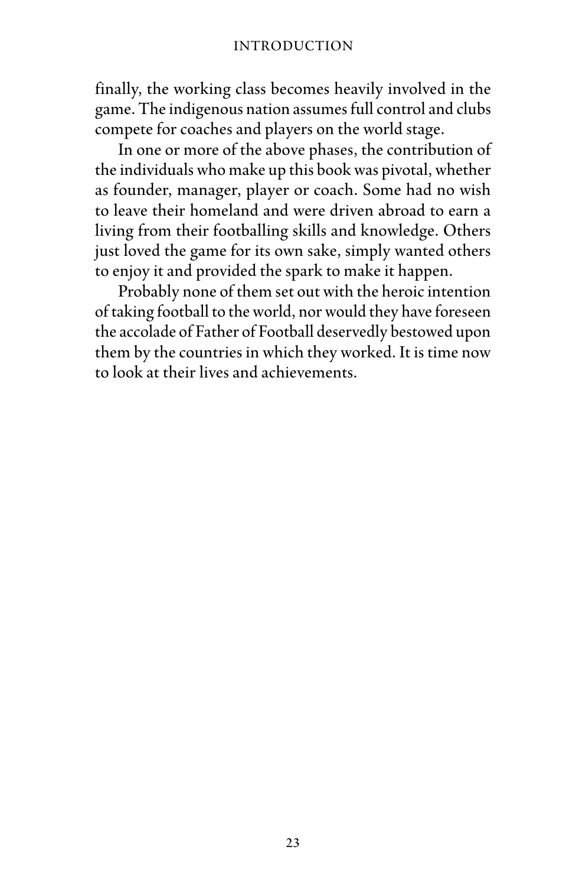finally, the working class becomes heavily involved in the game. The indigenous nation assumes full control and clubs compete for coaches and players on the world stage.

In one or more of the above phases, the contribution of the individuals who make up this book was pivotal, whether as founder, manager, player or coach. Some had no wish to leave their homeland and were driven abroad to earn a living from their footballing skills and knowledge. Others just loved the game for its own sake, simply wanted others to enjoy it and provided the spark to make it happen.

Probably none of them set out with the heroic intention of taking football to the world, nor would they have foreseen the accolade of Father of Football deservedly bestowed upon them by the countries in which they worked. It is time now to look at their lives and achievements.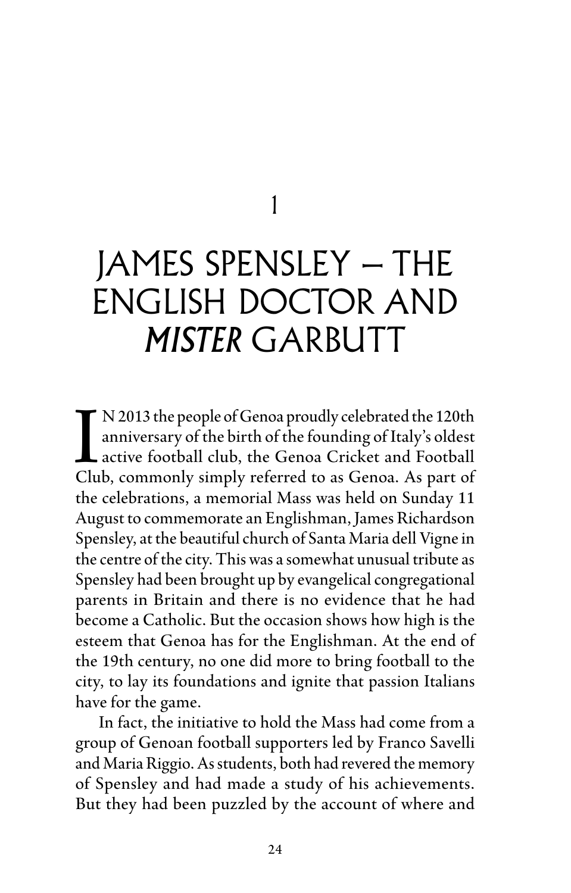1

# JAMES SPENSLEY – THE ENGLISH DOCTOR AND *MISTER* GARBUTT

IN 2013 the people of Genoa proudly celebrated the 120th anniversary of the birth of the founding of Italy's oldest active football club, the Genoa Cricket and Football Club, commonly simply referred to as Genoa. As part of the celebrations, a memorial Mass was held on Sunday 11 August to commemorate an Englishman, James Richardson Spensley, at the beautiful church of Santa Maria dell Vigne in the centre of the city. This was a somewhat unusual tribute as Spensley had been brought up by evangelical congregational parents in Britain and there is no evidence that he had become a Catholic. But the occasion shows how high is the esteem that Genoa has for the Englishman. At the end of the 19th century, no one did more to bring football to the city, to lay its foundations and ignite that passion Italians have for the game.

In fact, the initiative to hold the Mass had come from a group of Genoan football supporters led by Franco Savelli and Maria Riggio. As students, both had revered the memory of Spensley and had made a study of his achievements. But they had been puzzled by the account of where and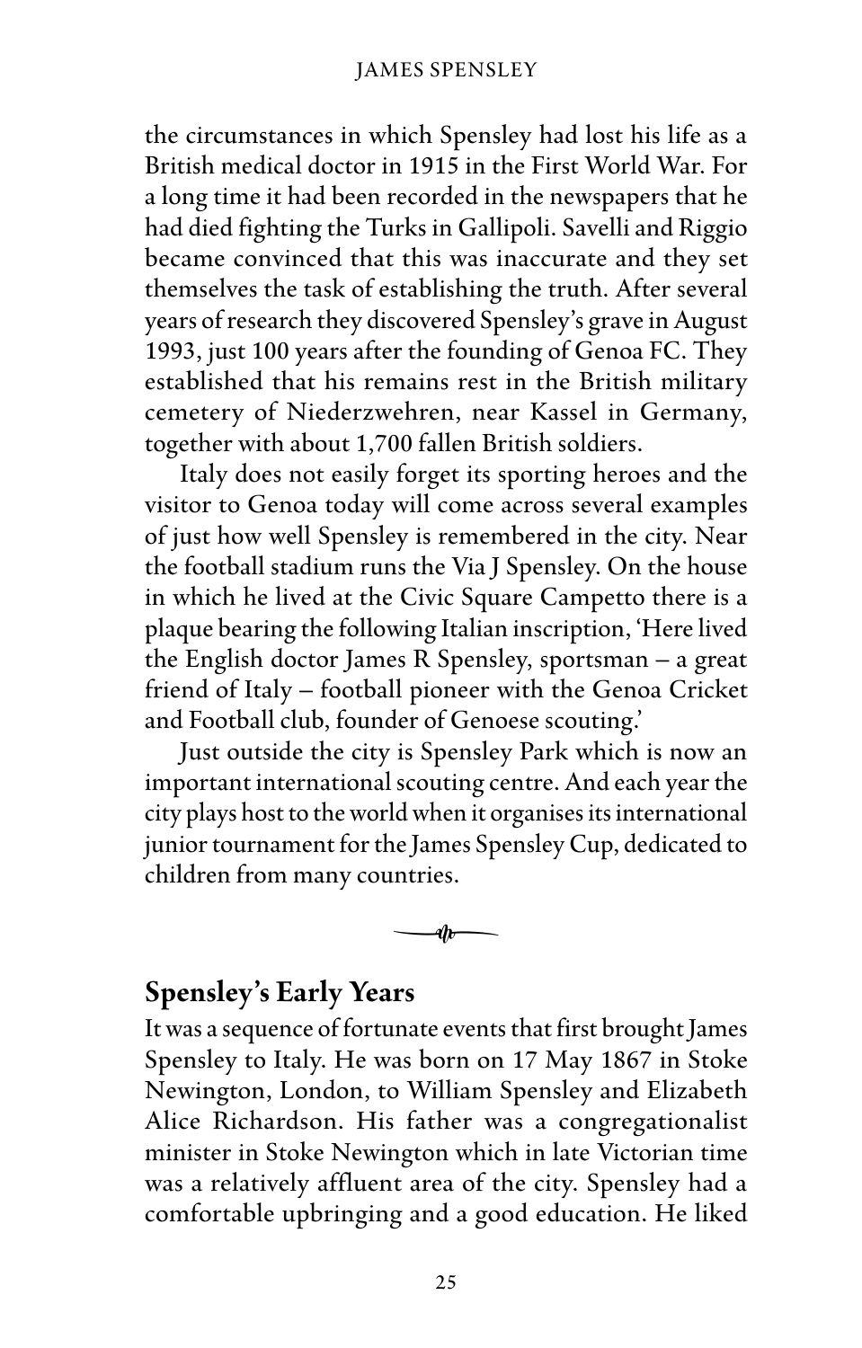the circumstances in which Spensley had lost his life as a British medical doctor in 1915 in the First World War. For a long time it had been recorded in the newspapers that he had died fighting the Turks in Gallipoli. Savelli and Riggio became convinced that this was inaccurate and they set themselves the task of establishing the truth. After several years of research they discovered Spensley's grave in August 1993, just 100 years after the founding of Genoa FC. They established that his remains rest in the British military cemetery of Niederzwehren, near Kassel in Germany, together with about 1,700 fallen British soldiers.

Italy does not easily forget its sporting heroes and the visitor to Genoa today will come across several examples of just how well Spensley is remembered in the city. Near the football stadium runs the Via J Spensley. On the house in which he lived at the Civic Square Campetto there is a plaque bearing the following Italian inscription, 'Here lived the English doctor James R Spensley, sportsman – a great friend of Italy – football pioneer with the Genoa Cricket and Football club, founder of Genoese scouting.'

Just outside the city is Spensley Park which is now an important international scouting centre. And each year the city plays host to the world when it organises its international junior tournament for the James Spensley Cup, dedicated to children from many countries.

## Spensley's Early Years

It was a sequence of fortunate events that first brought James Spensley to Italy. He was born on 17 May 1867 in Stoke Newington, London, to William Spensley and Elizabeth Alice Richardson. His father was a congregationalist minister in Stoke Newington which in late Victorian time was a relatively affluent area of the city. Spensley had a comfortable upbringing and a good education. He liked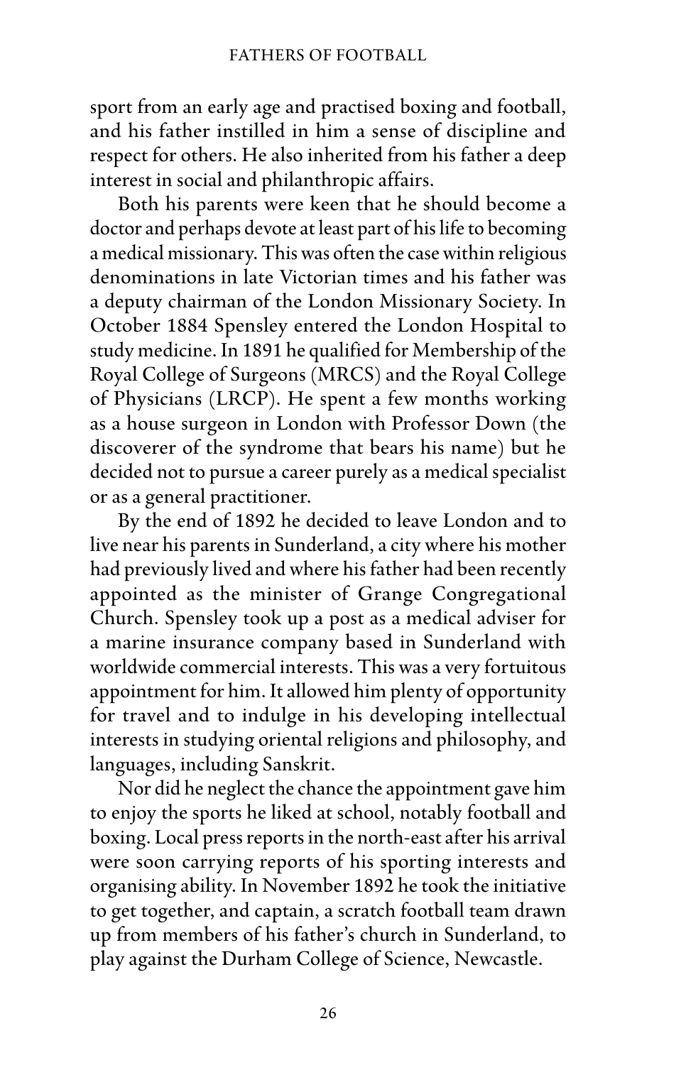sport from an early age and practised boxing and football, and his father instilled in him a sense of discipline and respect for others. He also inherited from his father a deep interest in social and philanthropic affairs.

Both his parents were keen that he should become a doctor and perhaps devote at least part of his life to becoming a medical missionary. This was often the case within religious denominations in late Victorian times and his father was a deputy chairman of the London Missionary Society. In October 1884 Spensley entered the London Hospital to study medicine. In 1891 he qualified for Membership of the Royal College of Surgeons (MRCS) and the Royal College of Physicians (LRCP). He spent a few months working as a house surgeon in London with Professor Down (the discoverer of the syndrome that bears his name) but he decided not to pursue a career purely as a medical specialist or as a general practitioner.

By the end of 1892 he decided to leave London and to live near his parents in Sunderland, a city where his mother had previously lived and where his father had been recently appointed as the minister of Grange Congregational Church. Spensley took up a post as a medical adviser for a marine insurance company based in Sunderland with worldwide commercial interests. This was a very fortuitous appointment for him. It allowed him plenty of opportunity for travel and to indulge in his developing intellectual interests in studying oriental religions and philosophy, and languages, including Sanskrit.

Nor did he neglect the chance the appointment gave him to enjoy the sports he liked at school, notably football and boxing. Local press reports in the north-east after his arrival were soon carrying reports of his sporting interests and organising ability. In November 1892 he took the initiative to get together, and captain, a scratch football team drawn up from members of his father's church in Sunderland, to play against the Durham College of Science, Newcastle.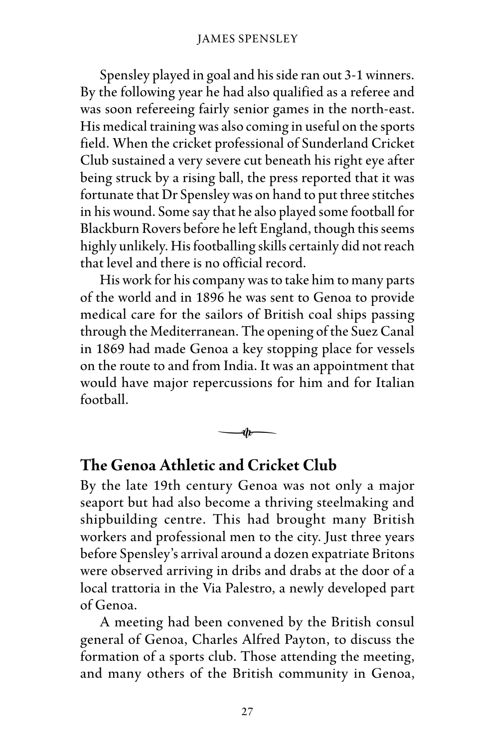Spensley played in goal and his side ran out 3-1 winners. By the following year he had also qualified as a referee and was soon refereeing fairly senior games in the north-east. His medical training was also coming in useful on the sports field. When the cricket professional of Sunderland Cricket Club sustained a very severe cut beneath his right eye after being struck by a rising ball, the press reported that it was fortunate that Dr Spensley was on hand to put three stitches in his wound. Some say that he also played some football for Blackburn Rovers before he left England, though this seems highly unlikely. His footballing skills certainly did not reach that level and there is no official record.

His work for his company was to take him to many parts of the world and in 1896 he was sent to Genoa to provide medical care for the sailors of British coal ships passing through the Mediterranean. The opening of the Suez Canal in 1869 had made Genoa a key stopping place for vessels on the route to and from India. It was an appointment that would have major repercussions for him and for Italian football.

## The Genoa Athletic and Cricket Club

By the late 19th century Genoa was not only a major seaport but had also become a thriving steelmaking and shipbuilding centre. This had brought many British workers and professional men to the city. Just three years before Spensley's arrival around a dozen expatriate Britons were observed arriving in dribs and drabs at the door of a local trattoria in the Via Palestro, a newly developed part of Genoa.

A meeting had been convened by the British consul general of Genoa, Charles Alfred Payton, to discuss the formation of a sports club. Those attending the meeting, and many others of the British community in Genoa,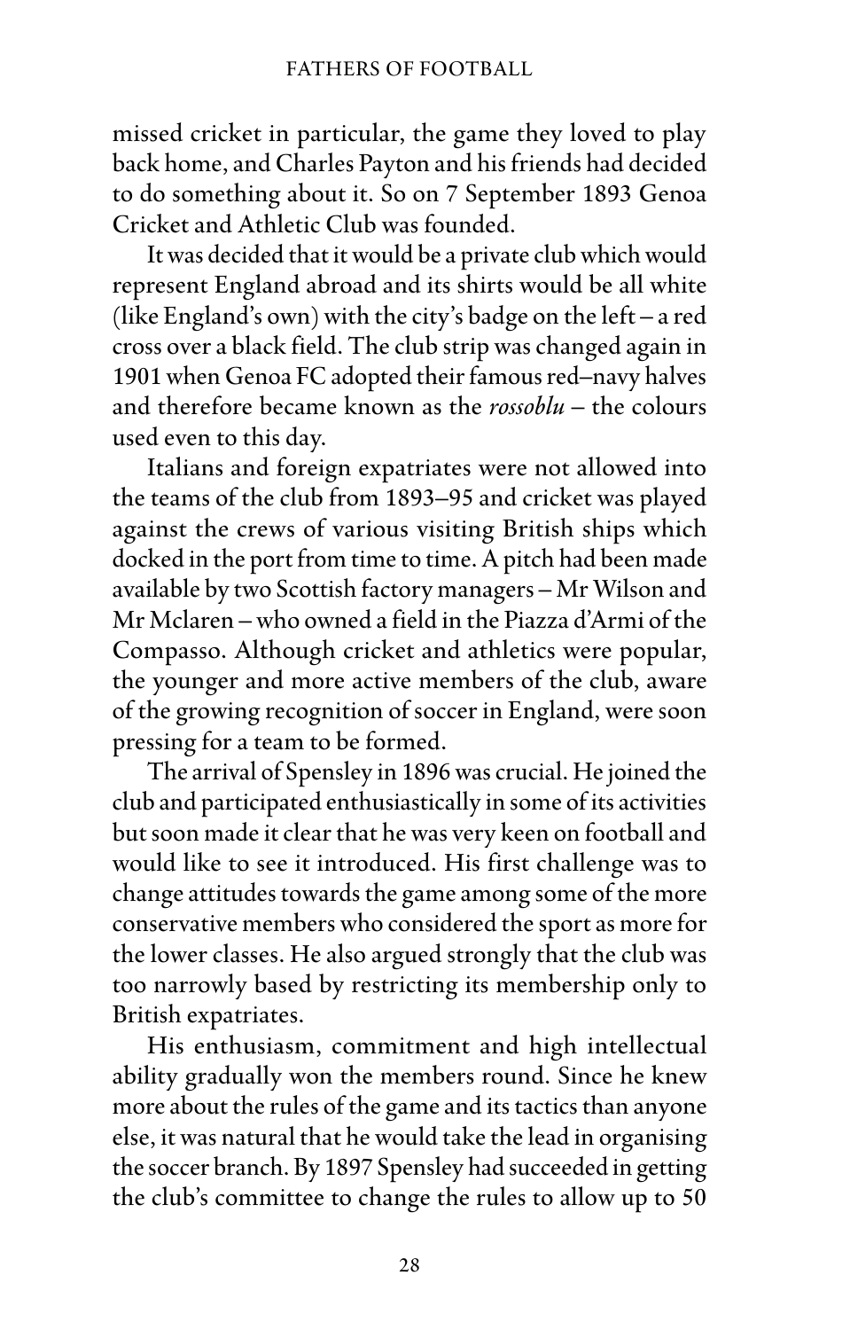missed cricket in particular, the game they loved to play back home, and Charles Payton and his friends had decided to do something about it. So on 7 September 1893 Genoa Cricket and Athletic Club was founded.

It was decided that it would be a private club which would represent England abroad and its shirts would be all white (like England's own) with the city's badge on the left – a red cross over a black field. The club strip was changed again in 1901 when Genoa FC adopted their famous red–navy halves and therefore became known as the *rossoblu* – the colours used even to this day.

Italians and foreign expatriates were not allowed into the teams of the club from 1893–95 and cricket was played against the crews of various visiting British ships which docked in the port from time to time. A pitch had been made available by two Scottish factory managers – Mr Wilson and Mr Mclaren – who owned a field in the Piazza d'Armi of the Compasso. Although cricket and athletics were popular, the younger and more active members of the club, aware of the growing recognition of soccer in England, were soon pressing for a team to be formed.

The arrival of Spensley in 1896 was crucial. He joined the club and participated enthusiastically in some of its activities but soon made it clear that he was very keen on football and would like to see it introduced. His first challenge was to change attitudes towards the game among some of the more conservative members who considered the sport as more for the lower classes. He also argued strongly that the club was too narrowly based by restricting its membership only to British expatriates.

His enthusiasm, commitment and high intellectual ability gradually won the members round. Since he knew more about the rules of the game and its tactics than anyone else, it was natural that he would take the lead in organising the soccer branch. By 1897 Spensley had succeeded in getting the club's committee to change the rules to allow up to 50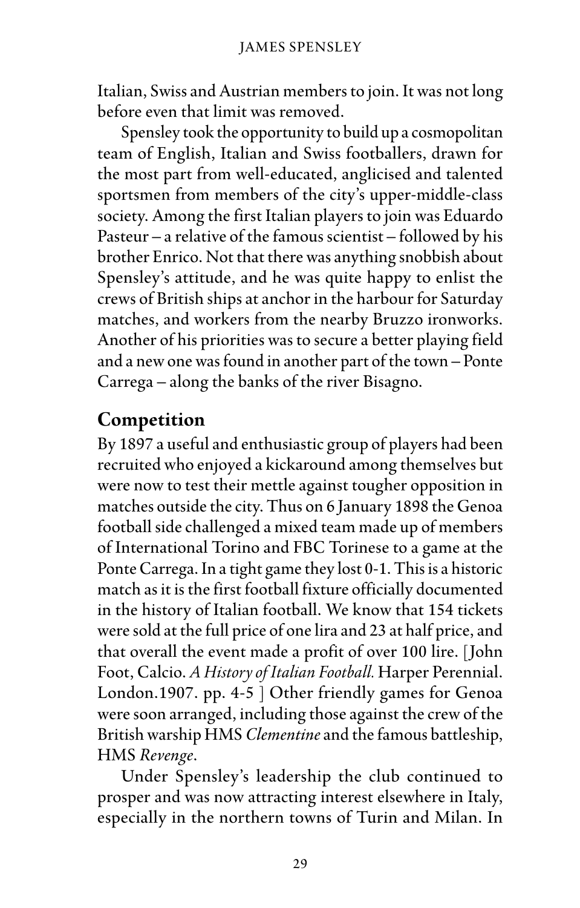Italian, Swiss and Austrian members to join. It was not long before even that limit was removed.

Spensley took the opportunity to build up a cosmopolitan team of English, Italian and Swiss footballers, drawn for the most part from well-educated, anglicised and talented sportsmen from members of the city's upper-middle-class society. Among the first Italian players to join was Eduardo Pasteur – a relative of the famous scientist – followed by his brother Enrico. Not that there was anything snobbish about Spensley's attitude, and he was quite happy to enlist the crews of British ships at anchor in the harbour for Saturday matches, and workers from the nearby Bruzzo ironworks. Another of his priorities was to secure a better playing field and a new one was found in another part of the town – Ponte Carrega – along the banks of the river Bisagno.

## Competition

By 1897 a useful and enthusiastic group of players had been recruited who enjoyed a kickaround among themselves but were now to test their mettle against tougher opposition in matches outside the city. Thus on 6 January 1898 the Genoa football side challenged a mixed team made up of members of International Torino and FBC Torinese to a game at the Ponte Carrega. In a tight game they lost 0-1. This is a historic match as it is the first football fixture officially documented in the history of Italian football. We know that 154 tickets were sold at the full price of one lira and 23 at half price, and that overall the event made a profit of over 100 lire. [John Foot, Calcio. *A History of Italian Football.* Harper Perennial. London.1907. pp. 4-5 ] Other friendly games for Genoa were soon arranged, including those against the crew of the British warship HMS *Clementine* and the famous battleship, HMS *Revenge*.

Under Spensley's leadership the club continued to prosper and was now attracting interest elsewhere in Italy, especially in the northern towns of Turin and Milan. In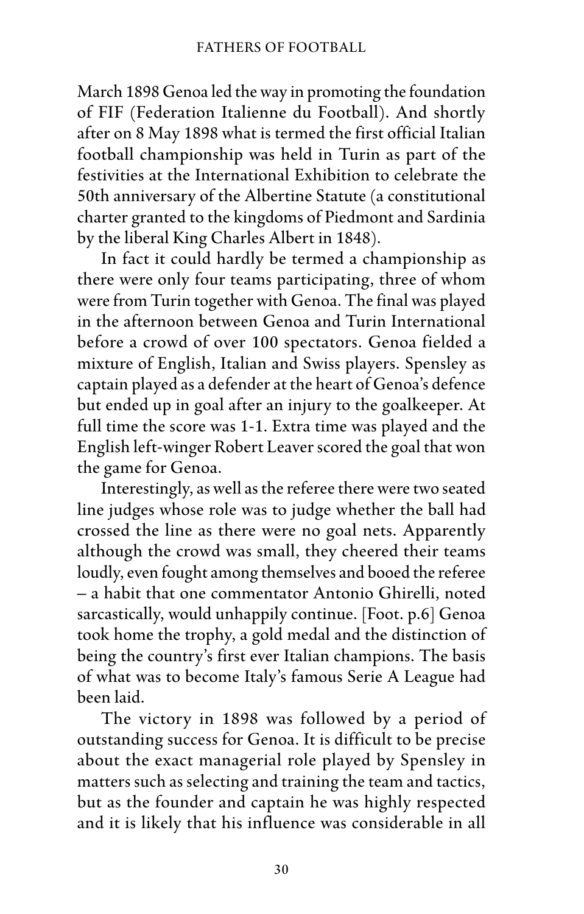March 1898 Genoa led the way in promoting the foundation of FIF (Federation Italienne du Football). And shortly after on 8 May 1898 what is termed the first official Italian football championship was held in Turin as part of the festivities at the International Exhibition to celebrate the 50th anniversary of the Albertine Statute (a constitutional charter granted to the kingdoms of Piedmont and Sardinia by the liberal King Charles Albert in 1848).

In fact it could hardly be termed a championship as there were only four teams participating, three of whom were from Turin together with Genoa. The final was played in the afternoon between Genoa and Turin International before a crowd of over 100 spectators. Genoa fielded a mixture of English, Italian and Swiss players. Spensley as captain played as a defender at the heart of Genoa's defence but ended up in goal after an injury to the goalkeeper. At full time the score was 1-1. Extra time was played and the English left-winger Robert Leaver scored the goal that won the game for Genoa.

Interestingly, as well as the referee there were two seated line judges whose role was to judge whether the ball had crossed the line as there were no goal nets. Apparently although the crowd was small, they cheered their teams loudly, even fought among themselves and booed the referee – a habit that one commentator Antonio Ghirelli, noted sarcastically, would unhappily continue. [Foot. p.6] Genoa took home the trophy, a gold medal and the distinction of being the country's first ever Italian champions. The basis of what was to become Italy's famous Serie A League had been laid.

The victory in 1898 was followed by a period of outstanding success for Genoa. It is difficult to be precise about the exact managerial role played by Spensley in matters such as selecting and training the team and tactics, but as the founder and captain he was highly respected and it is likely that his influence was considerable in all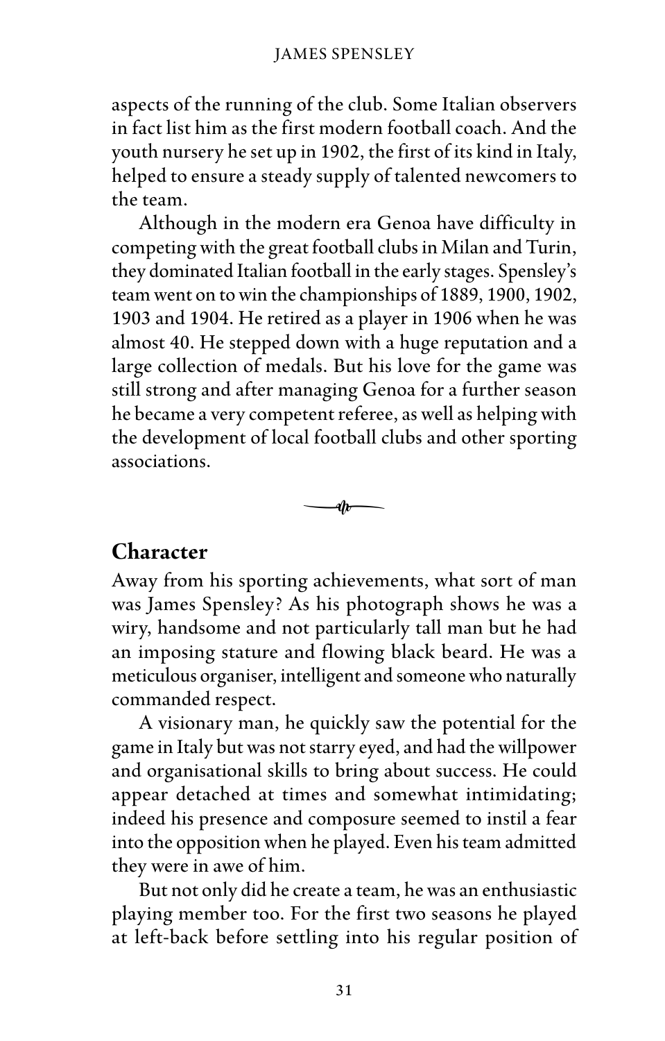aspects of the running of the club. Some Italian observers in fact list him as the first modern football coach. And the youth nursery he set up in 1902, the first of its kind in Italy, helped to ensure a steady supply of talented newcomers to the team.

Although in the modern era Genoa have difficulty in competing with the great football clubs in Milan and Turin, they dominated Italian football in the early stages. Spensley's team went on to win the championships of 1889, 1900, 1902, 1903 and 1904. He retired as a player in 1906 when he was almost 40. He stepped down with a huge reputation and a large collection of medals. But his love for the game was still strong and after managing Genoa for a further season he became a very competent referee, as well as helping with the development of local football clubs and other sporting associations.

## Character

Away from his sporting achievements, what sort of man was James Spensley? As his photograph shows he was a wiry, handsome and not particularly tall man but he had an imposing stature and flowing black beard. He was a meticulous organiser, intelligent and someone who naturally commanded respect.

A visionary man, he quickly saw the potential for the game in Italy but was not starry eyed, and had the willpower and organisational skills to bring about success. He could appear detached at times and somewhat intimidating; indeed his presence and composure seemed to instil a fear into the opposition when he played. Even his team admitted they were in awe of him.

But not only did he create a team, he was an enthusiastic playing member too. For the first two seasons he played at left-back before settling into his regular position of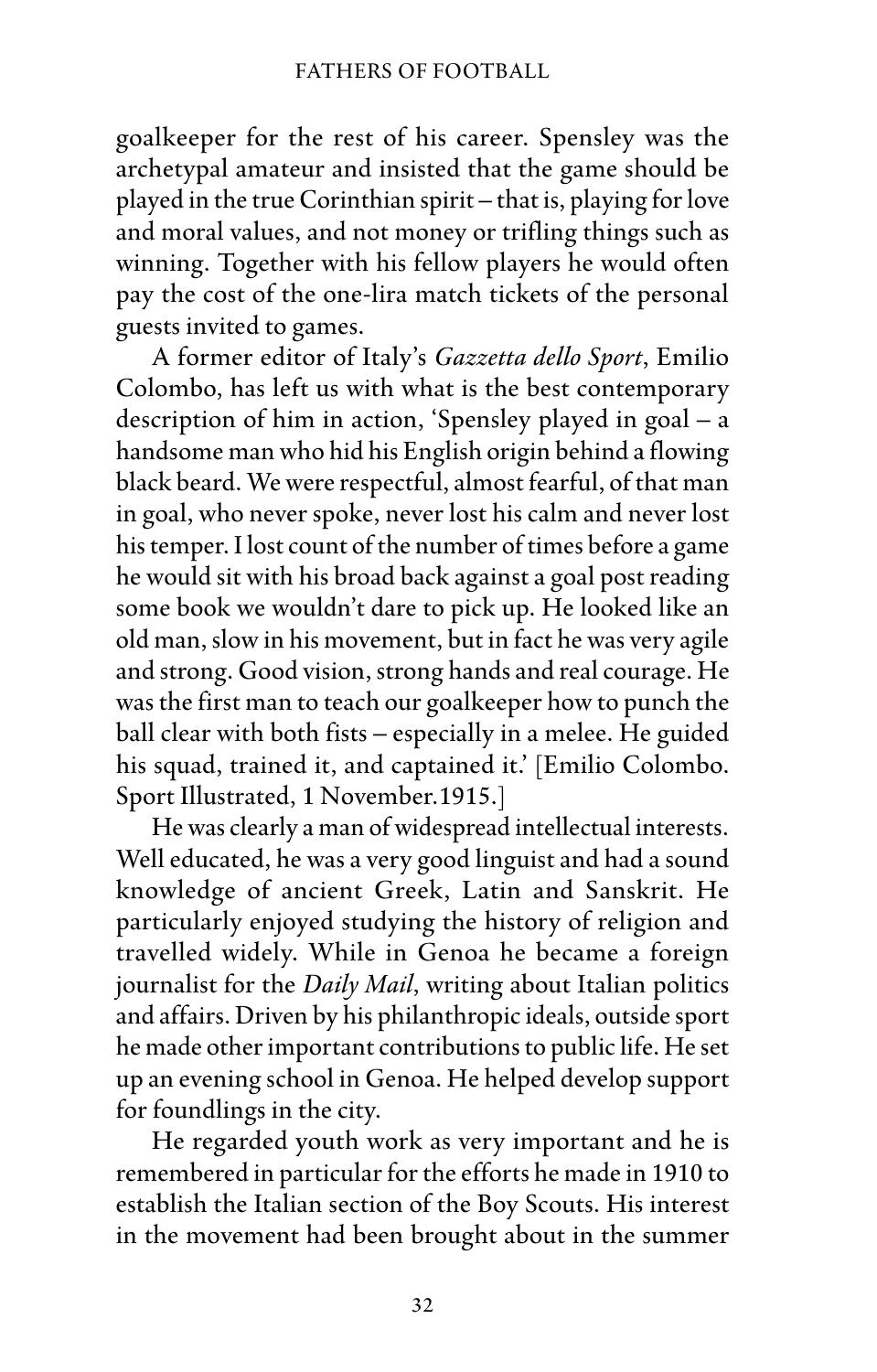goalkeeper for the rest of his career. Spensley was the archetypal amateur and insisted that the game should be played in the true Corinthian spirit – that is, playing for love and moral values, and not money or trifling things such as winning. Together with his fellow players he would often pay the cost of the one-lira match tickets of the personal guests invited to games.

A former editor of Italy's *Gazzetta dello Sport*, Emilio Colombo, has left us with what is the best contemporary description of him in action, 'Spensley played in goal – a handsome man who hid his English origin behind a flowing black beard. We were respectful, almost fearful, of that man in goal, who never spoke, never lost his calm and never lost his temper. I lost count of the number of times before a game he would sit with his broad back against a goal post reading some book we wouldn't dare to pick up. He looked like an old man, slow in his movement, but in fact he was very agile and strong. Good vision, strong hands and real courage. He was the first man to teach our goalkeeper how to punch the ball clear with both fists – especially in a melee. He guided his squad, trained it, and captained it.' [Emilio Colombo. Sport Illustrated, 1 November.1915.]

He was clearly a man of widespread intellectual interests. Well educated, he was a very good linguist and had a sound knowledge of ancient Greek, Latin and Sanskrit. He particularly enjoyed studying the history of religion and travelled widely. While in Genoa he became a foreign journalist for the *Daily Mail*, writing about Italian politics and affairs. Driven by his philanthropic ideals, outside sport he made other important contributions to public life. He set up an evening school in Genoa. He helped develop support for foundlings in the city.

He regarded youth work as very important and he is remembered in particular for the efforts he made in 1910 to establish the Italian section of the Boy Scouts. His interest in the movement had been brought about in the summer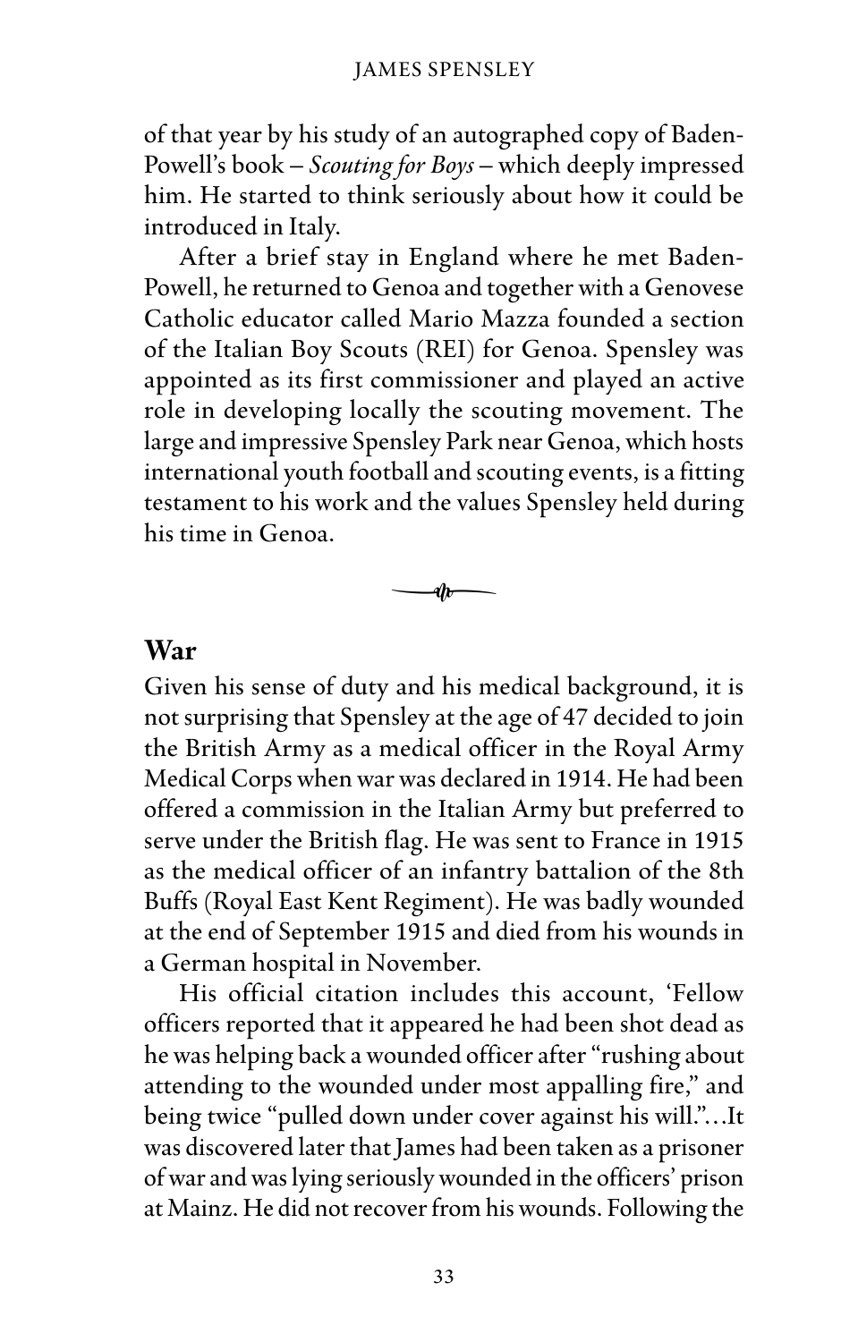of that year by his study of an autographed copy of Baden-Powell's book – *Scouting for Boys* – which deeply impressed him. He started to think seriously about how it could be introduced in Italy.

After a brief stay in England where he met Baden-Powell, he returned to Genoa and together with a Genovese Catholic educator called Mario Mazza founded a section of the Italian Boy Scouts (REI) for Genoa. Spensley was appointed as its first commissioner and played an active role in developing locally the scouting movement. The large and impressive Spensley Park near Genoa, which hosts international youth football and scouting events, is a fitting testament to his work and the values Spensley held during his time in Genoa.

## War

Given his sense of duty and his medical background, it is not surprising that Spensley at the age of 47 decided to join the British Army as a medical officer in the Royal Army Medical Corps when war was declared in 1914. He had been offered a commission in the Italian Army but preferred to serve under the British flag. He was sent to France in 1915 as the medical officer of an infantry battalion of the 8th Buffs (Royal East Kent Regiment). He was badly wounded at the end of September 1915 and died from his wounds in a German hospital in November.

His official citation includes this account, 'Fellow officers reported that it appeared he had been shot dead as he was helping back a wounded officer after "rushing about attending to the wounded under most appalling fire," and being twice "pulled down under cover against his will."…It was discovered later that James had been taken as a prisoner of war and was lying seriously wounded in the officers' prison at Mainz. He did not recover from his wounds. Following the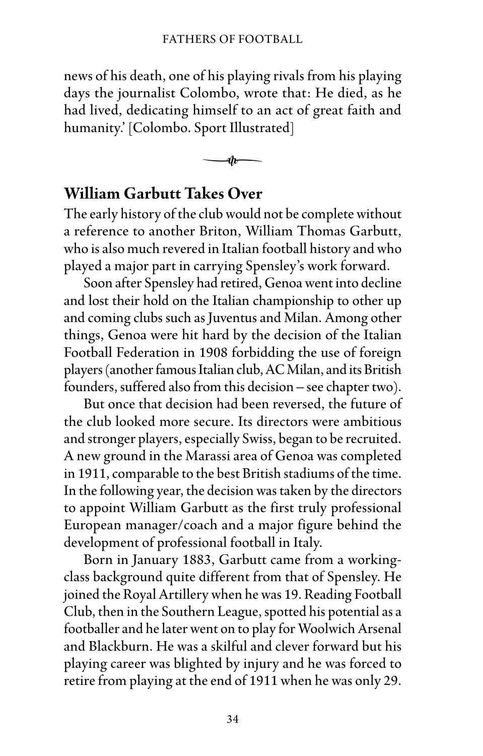news of his death, one of his playing rivals from his playing days the journalist Colombo, wrote that: He died, as he had lived, dedicating himself to an act of great faith and humanity.' [Colombo. Sport Illustrated]

## William Garbutt Takes Over

The early history of the club would not be complete without a reference to another Briton, William Thomas Garbutt, who is also much revered in Italian football history and who played a major part in carrying Spensley's work forward.

Soon after Spensley had retired, Genoa went into decline and lost their hold on the Italian championship to other up and coming clubs such as Juventus and Milan. Among other things, Genoa were hit hard by the decision of the Italian Football Federation in 1908 forbidding the use of foreign players (another famous Italian club, AC Milan, and its British founders, suffered also from this decision – see chapter two).

But once that decision had been reversed, the future of the club looked more secure. Its directors were ambitious and stronger players, especially Swiss, began to be recruited. A new ground in the Marassi area of Genoa was completed in 1911, comparable to the best British stadiums of the time. In the following year, the decision was taken by the directors to appoint William Garbutt as the first truly professional European manager/coach and a major figure behind the development of professional football in Italy.

Born in January 1883, Garbutt came from a working-class background quite different from that of Spensley. He joined the Royal Artillery when he was 19. Reading Football Club, then in the Southern League, spotted his potential as a footballer and he later went on to play for Woolwich Arsenal and Blackburn. He was a skilful and clever forward but his playing career was blighted by injury and he was forced to retire from playing at the end of 1911 when he was only 29.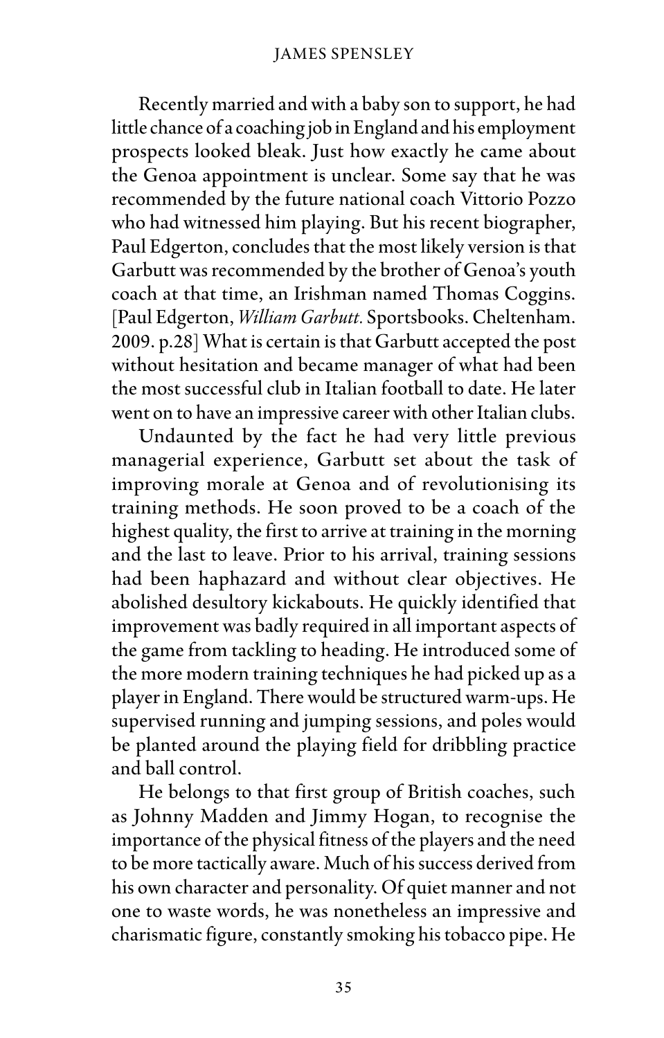Recently married and with a baby son to support, he had little chance of a coaching job in England and his employment prospects looked bleak. Just how exactly he came about the Genoa appointment is unclear. Some say that he was recommended by the future national coach Vittorio Pozzo who had witnessed him playing. But his recent biographer, Paul Edgerton, concludes that the most likely version is that Garbutt was recommended by the brother of Genoa's youth coach at that time, an Irishman named Thomas Coggins. [Paul Edgerton, *William Garbutt.* Sportsbooks. Cheltenham. 2009. p.28] What is certain is that Garbutt accepted the post without hesitation and became manager of what had been the most successful club in Italian football to date. He later went on to have an impressive career with other Italian clubs.

Undaunted by the fact he had very little previous managerial experience, Garbutt set about the task of improving morale at Genoa and of revolutionising its training methods. He soon proved to be a coach of the highest quality, the first to arrive at training in the morning and the last to leave. Prior to his arrival, training sessions had been haphazard and without clear objectives. He abolished desultory kickabouts. He quickly identified that improvement was badly required in all important aspects of the game from tackling to heading. He introduced some of the more modern training techniques he had picked up as a player in England. There would be structured warm-ups. He supervised running and jumping sessions, and poles would be planted around the playing field for dribbling practice and ball control.

He belongs to that first group of British coaches, such as Johnny Madden and Jimmy Hogan, to recognise the importance of the physical fitness of the players and the need to be more tactically aware. Much of his success derived from his own character and personality. Of quiet manner and not one to waste words, he was nonetheless an impressive and charismatic figure, constantly smoking his tobacco pipe. He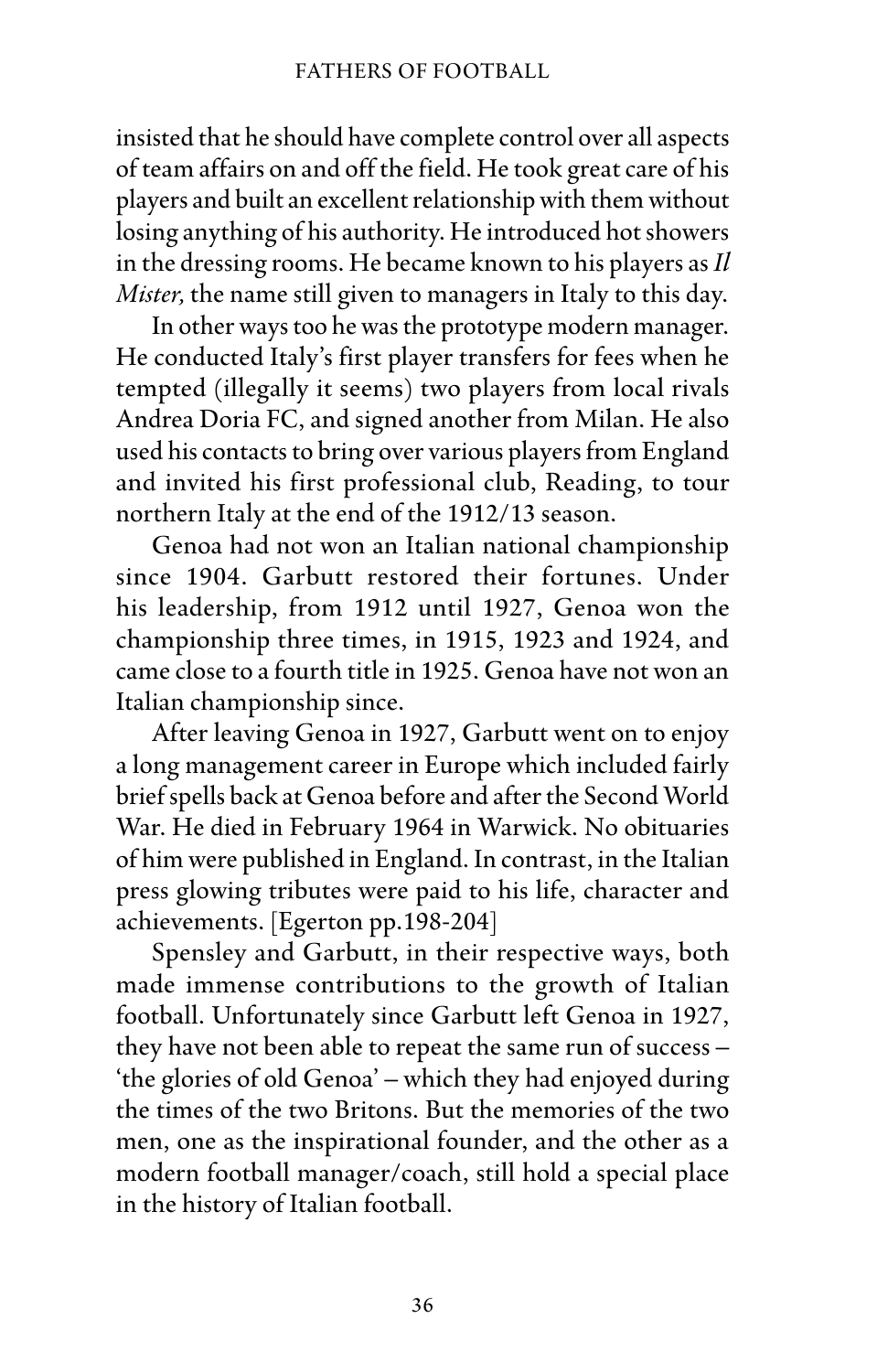insisted that he should have complete control over all aspects of team affairs on and off the field. He took great care of his players and built an excellent relationship with them without losing anything of his authority. He introduced hot showers in the dressing rooms. He became known to his players as *Il Mister,* the name still given to managers in Italy to this day.

In other ways too he was the prototype modern manager. He conducted Italy's first player transfers for fees when he tempted (illegally it seems) two players from local rivals Andrea Doria FC, and signed another from Milan. He also used his contacts to bring over various players from England and invited his first professional club, Reading, to tour northern Italy at the end of the 1912/13 season.

Genoa had not won an Italian national championship since 1904. Garbutt restored their fortunes. Under his leadership, from 1912 until 1927, Genoa won the championship three times, in 1915, 1923 and 1924, and came close to a fourth title in 1925. Genoa have not won an Italian championship since.

After leaving Genoa in 1927, Garbutt went on to enjoy a long management career in Europe which included fairly brief spells back at Genoa before and after the Second World War. He died in February 1964 in Warwick. No obituaries of him were published in England. In contrast, in the Italian press glowing tributes were paid to his life, character and achievements. [Egerton pp.198-204]

Spensley and Garbutt, in their respective ways, both made immense contributions to the growth of Italian football. Unfortunately since Garbutt left Genoa in 1927, they have not been able to repeat the same run of success – 'the glories of old Genoa' – which they had enjoyed during the times of the two Britons. But the memories of the two men, one as the inspirational founder, and the other as a modern football manager/coach, still hold a special place in the history of Italian football.